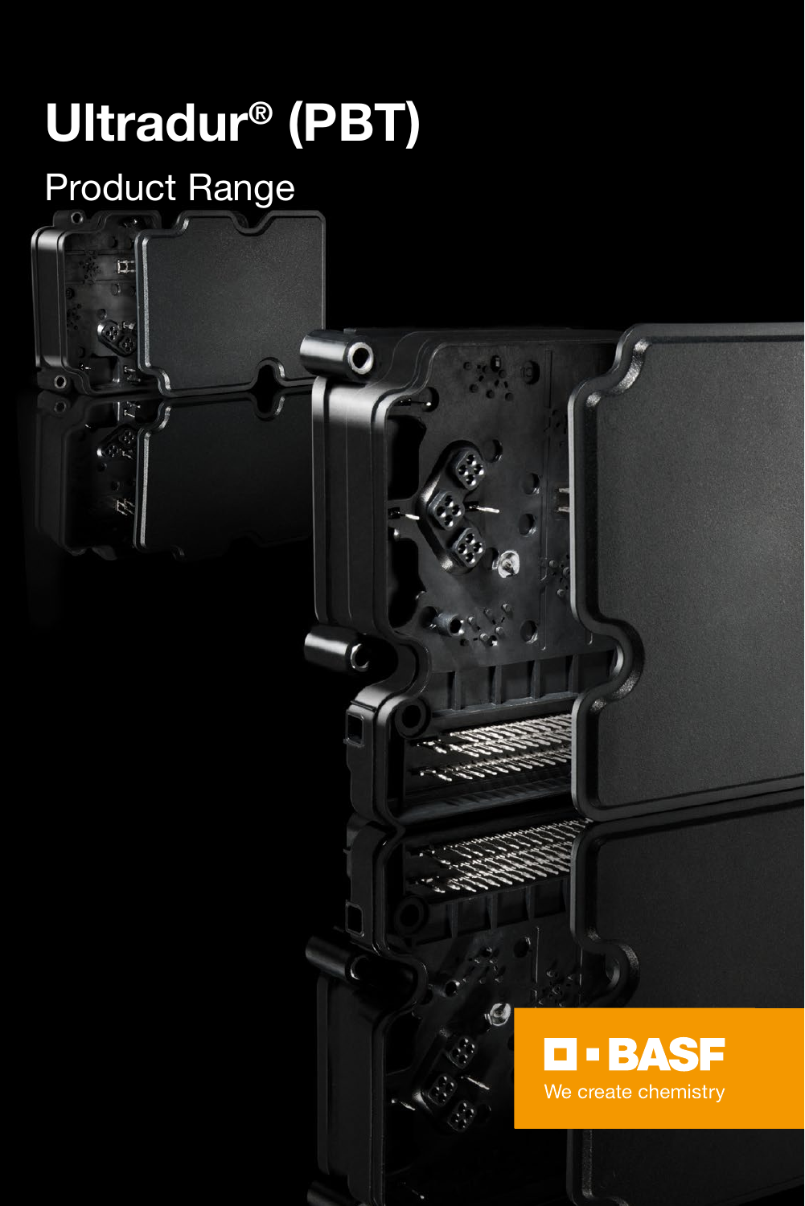# Ultradur® (PBT)

## Product Range

BASF

We create chemistry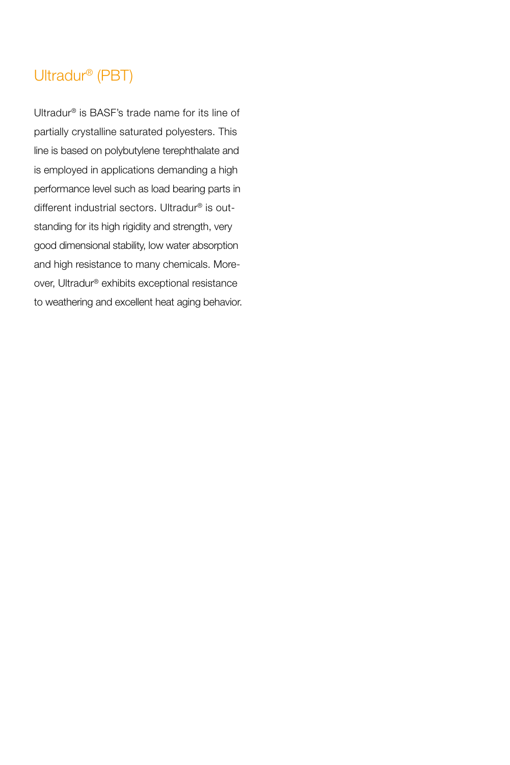# Ultradur® (PBT)

Ultradur® is BASF's trade name for its line of partially crystalline saturated polyesters. This line is based on polybutylene terephthalate and is employed in applications demanding a high performance level such as load bearing parts in different industrial sectors. Ultradur® is outstanding for its high rigidity and strength, very good dimensional stability, low water absorption and high resistance to many chemicals. Moreover, Ultradur® exhibits exceptional resistance to weathering and excellent heat aging behavior.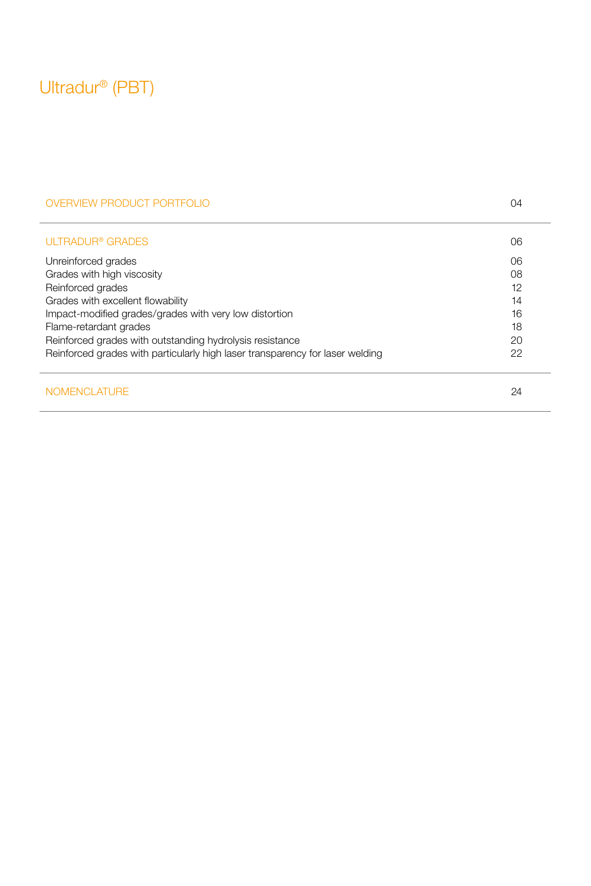# Ultradur® (PBT)

| | |
|---|---|
| OVERVIEW PRODUCT PORTFOLIO | 04 |
| ULTRADUR® GRADES | 06 |
| Unreinforced grades | 06 |
| Grades with high viscosity | 08 |
| Reinforced grades | 12 |
| Grades with excellent flowability | 14 |
| Impact-modified grades/grades with very low distortion | 16 |
| Flame-retardant grades | 18 |
| Reinforced grades with outstanding hydrolysis resistance | 20 |
| Reinforced grades with particularly high laser transparency for laser welding | 22 |
| NOMENCLATURE | 24 |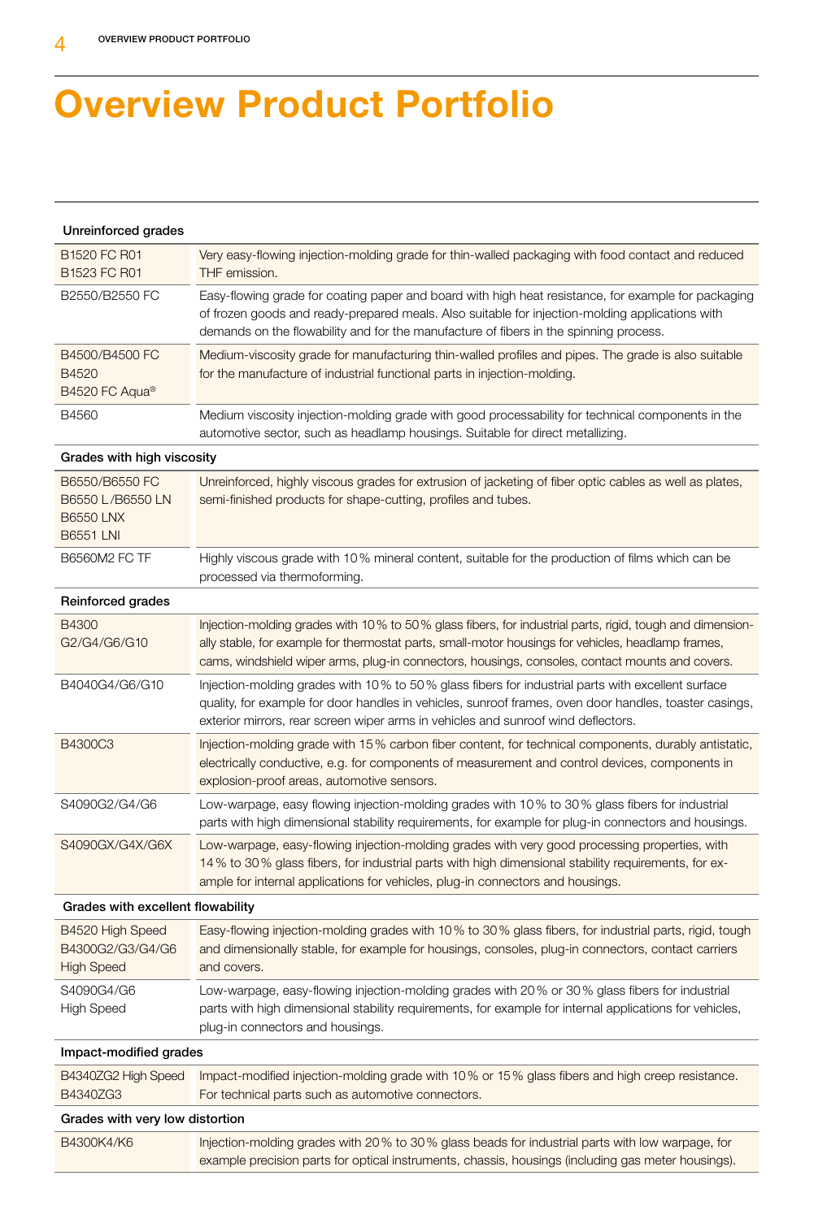# Overview Product Portfolio

| Unreinforced grades | |
|---|---|
| B1520 FC R01<br>B1523 FC R01 | Very easy-flowing injection-molding grade for thin-walled packaging with food contact and reduced THF emission. |
| B2550/B2550 FC | Easy-flowing grade for coating paper and board with high heat resistance, for example for packaging of frozen goods and ready-prepared meals. Also suitable for injection-molding applications with demands on the flowability and for the manufacture of fibers in the spinning process. |
| B4500/B4500 FC<br>B4520<br>B4520 FC Aqua® | Medium-viscosity grade for manufacturing thin-walled profiles and pipes. The grade is also suitable for the manufacture of industrial functional parts in injection-molding. |
| B4560 | Medium viscosity injection-molding grade with good processability for technical components in the automotive sector, such as headlamp housings. Suitable for direct metallizing. |
| **Grades with high viscosity** | |
| B6550/B6550 FC<br>B6550 L/B6550 LN<br>B6550 LNX<br>B6551 LNI | Unreinforced, highly viscous grades for extrusion of jacketing of fiber optic cables as well as plates, semi-finished products for shape-cutting, profiles and tubes. |
| B6560M2 FC TF | Highly viscous grade with 10 % mineral content, suitable for the production of films which can be processed via thermoforming. |
| **Reinforced grades** | |
| B4300<br>G2/G4/G6/G10 | Injection-molding grades with 10 % to 50 % glass fibers, for industrial parts, rigid, tough and dimensionally stable, for example for thermostat parts, small-motor housings for vehicles, headlamp frames, cams, windshield wiper arms, plug-in connectors, housings, consoles, contact mounts and covers. |
| B4040G4/G6/G10 | Injection-molding grades with 10 % to 50 % glass fibers for industrial parts with excellent surface quality, for example for door handles in vehicles, sunroof frames, oven door handles, toaster casings, exterior mirrors, rear screen wiper arms in vehicles and sunroof wind deflectors. |
| B4300C3 | Injection-molding grade with 15 % carbon fiber content, for technical components, durably antistatic, electrically conductive, e.g. for components of measurement and control devices, components in explosion-proof areas, automotive sensors. |
| S4090G2/G4/G6 | Low-warpage, easy flowing injection-molding grades with 10 % to 30 % glass fibers for industrial parts with high dimensional stability requirements, for example for plug-in connectors and housings. |
| S4090GX/G4X/G6X | Low-warpage, easy-flowing injection-molding grades with very good processing properties, with 14 % to 30 % glass fibers, for industrial parts with high dimensional stability requirements, for example for internal applications for vehicles, plug-in connectors and housings. |
| **Grades with excellent flowability** | |
| B4520 High Speed<br>B4300G2/G3/G4/G6<br>High Speed | Easy-flowing injection-molding grades with 10 % to 30 % glass fibers, for industrial parts, rigid, tough and dimensionally stable, for example for housings, consoles, plug-in connectors, contact carriers and covers. |
| S4090G4/G6<br>High Speed | Low-warpage, easy-flowing injection-molding grades with 20 % or 30 % glass fibers for industrial parts with high dimensional stability requirements, for example for internal applications for vehicles, plug-in connectors and housings. |
| **Impact-modified grades** | |
| B4340ZG2 High Speed<br>B4340ZG3 | Impact-modified injection-molding grade with 10 % or 15 % glass fibers and high creep resistance. For technical parts such as automotive connectors. |
| **Grades with very low distortion** | |
| B4300K4/K6 | Injection-molding grades with 20 % to 30 % glass beads for industrial parts with low warpage, for example precision parts for optical instruments, chassis, housings (including gas meter housings). |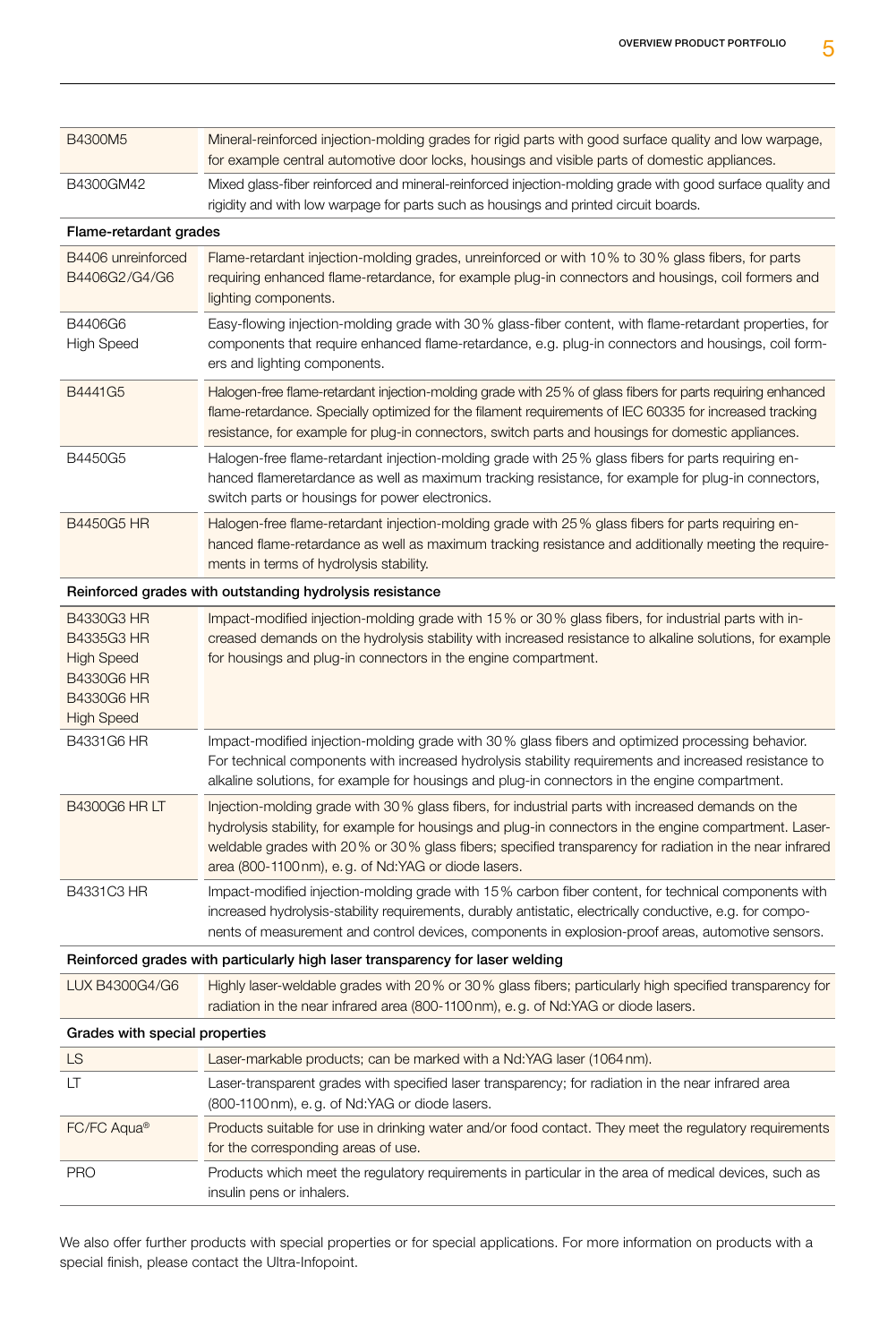| | |
|---|---|
| B4300M5 | Mineral-reinforced injection-molding grades for rigid parts with good surface quality and low warpage, for example central automotive door locks, housings and visible parts of domestic appliances. |
| B4300GM42 | Mixed glass-fiber reinforced and mineral-reinforced injection-molding grade with good surface quality and rigidity and with low warpage for parts such as housings and printed circuit boards. |
| **Flame-retardant grades** | |
| B4406 unreinforced<br>B4406G2/G4/G6 | Flame-retardant injection-molding grades, unreinforced or with 10% to 30% glass fibers, for parts requiring enhanced flame-retardance, for example plug-in connectors and housings, coil formers and lighting components. |
| B4406G6<br>High Speed | Easy-flowing injection-molding grade with 30% glass-fiber content, with flame-retardant properties, for components that require enhanced flame-retardance, e.g. plug-in connectors and housings, coil formers and lighting components. |
| B4441G5 | Halogen-free flame-retardant injection-molding grade with 25% of glass fibers for parts requiring enhanced flame-retardance. Specially optimized for the filament requirements of IEC 60335 for increased tracking resistance, for example for plug-in connectors, switch parts and housings for domestic appliances. |
| B4450G5 | Halogen-free flame-retardant injection-molding grade with 25% glass fibers for parts requiring enhanced flameretardance as well as maximum tracking resistance, for example for plug-in connectors, switch parts or housings for power electronics. |
| B4450G5 HR | Halogen-free flame-retardant injection-molding grade with 25% glass fibers for parts requiring enhanced flame-retardance as well as maximum tracking resistance and additionally meeting the requirements in terms of hydrolysis stability. |
| **Reinforced grades with outstanding hydrolysis resistance** | |
| B4330G3 HR<br>B4335G3 HR<br>High Speed<br>B4330G6 HR<br>B4330G6 HR<br>High Speed | Impact-modified injection-molding grade with 15% or 30% glass fibers, for industrial parts with increased demands on the hydrolysis stability with increased resistance to alkaline solutions, for example for housings and plug-in connectors in the engine compartment. |
| B4331G6 HR | Impact-modified injection-molding grade with 30% glass fibers and optimized processing behavior. For technical components with increased hydrolysis stability requirements and increased resistance to alkaline solutions, for example for housings and plug-in connectors in the engine compartment. |
| B4300G6 HR LT | Injection-molding grade with 30% glass fibers, for industrial parts with increased demands on the hydrolysis stability, for example for housings and plug-in connectors in the engine compartment. Laser-weldable grades with 20% or 30% glass fibers; specified transparency for radiation in the near infrared area (800-1100nm), e.g. of Nd:YAG or diode lasers. |
| B4331C3 HR | Impact-modified injection-molding grade with 15% carbon fiber content, for technical components with increased hydrolysis-stability requirements, durably antistatic, electrically conductive, e.g. for components of measurement and control devices, components in explosion-proof areas, automotive sensors. |
| **Reinforced grades with particularly high laser transparency for laser welding** | |
| LUX B4300G4/G6 | Highly laser-weldable grades with 20% or 30% glass fibers; particularly high specified transparency for radiation in the near infrared area (800-1100nm), e.g. of Nd:YAG or diode lasers. |
| **Grades with special properties** | |
| LS | Laser-markable products; can be marked with a Nd:YAG laser (1064nm). |
| LT | Laser-transparent grades with specified laser transparency; for radiation in the near infrared area (800-1100nm), e.g. of Nd:YAG or diode lasers. |
| FC/FC Aqua® | Products suitable for use in drinking water and/or food contact. They meet the regulatory requirements for the corresponding areas of use. |
| PRO | Products which meet the regulatory requirements in particular in the area of medical devices, such as insulin pens or inhalers. |

We also offer further products with special properties or for special applications. For more information on products with a special finish, please contact the Ultra-Infopoint.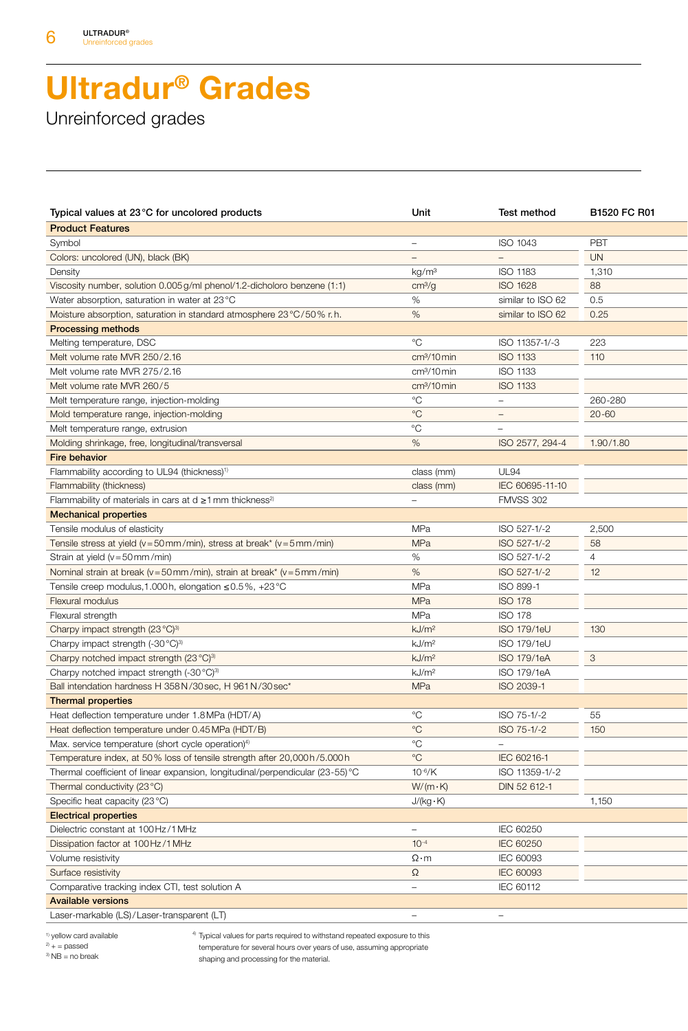# Ultradur® Grades

Unreinforced grades

| Typical values at 23 °C for uncolored products | Unit | Test method | B1520 FC R01 |
|---|---|---|---|
| **Product Features** | | | |
| Symbol | – | ISO 1043 | PBT |
| Colors: uncolored (UN), black (BK) | – | – | UN |
| Density | kg/m³ | ISO 1183 | 1,310 |
| Viscosity number, solution 0.005 g/ml phenol/1.2-dicholoro benzene (1:1) | cm³/g | ISO 1628 | 88 |
| Water absorption, saturation in water at 23 °C | % | similar to ISO 62 | 0.5 |
| Moisture absorption, saturation in standard atmosphere 23 °C/50 % r. h. | % | similar to ISO 62 | 0.25 |
| **Processing methods** | | | |
| Melting temperature, DSC | °C | ISO 11357-1/-3 | 223 |
| Melt volume rate MVR 250/2.16 | cm³/10 min | ISO 1133 | 110 |
| Melt volume rate MVR 275/2.16 | cm³/10 min | ISO 1133 | |
| Melt volume rate MVR 260/5 | cm³/10 min | ISO 1133 | |
| Melt temperature range, injection-molding | °C | – | 260-280 |
| Mold temperature range, injection-molding | °C | – | 20-60 |
| Melt temperature range, extrusion | °C | – | |
| Molding shrinkage, free, longitudinal/transversal | % | ISO 2577, 294-4 | 1.90/1.80 |
| **Fire behavior** | | | |
| Flammability according to UL94 (thickness)[1] | class (mm) | UL94 | |
| Flammability (thickness) | class (mm) | IEC 60695-11-10 | |
| Flammability of materials in cars at d ≥ 1 mm thickness[2] | – | FMVSS 302 | |
| **Mechanical properties** | | | |
| Tensile modulus of elasticity | MPa | ISO 527-1/-2 | 2,500 |
| Tensile stress at yield (v = 50 mm/min), stress at break* (v = 5 mm/min) | MPa | ISO 527-1/-2 | 58 |
| Strain at yield (v = 50 mm/min) | % | ISO 527-1/-2 | 4 |
| Nominal strain at break (v = 50 mm/min), strain at break* (v = 5 mm/min) | % | ISO 527-1/-2 | 12 |
| Tensile creep modulus, 1.000 h, elongation ≤ 0.5 %, +23 °C | MPa | ISO 899-1 | |
| Flexural modulus | MPa | ISO 178 | |
| Flexural strength | MPa | ISO 178 | |
| Charpy impact strength (23 °C)[3] | kJ/m² | ISO 179/1eU | 130 |
| Charpy impact strength (-30 °C)[3] | kJ/m² | ISO 179/1eU | |
| Charpy notched impact strength (23 °C)[3] | kJ/m² | ISO 179/1eA | 3 |
| Charpy notched impact strength (-30 °C)[3] | kJ/m² | ISO 179/1eA | |
| Ball intendation hardness H 358 N/30 sec, H 961 N/30 sec* | MPa | ISO 2039-1 | |
| **Thermal properties** | | | |
| Heat deflection temperature under 1.8 MPa (HDT/A) | °C | ISO 75-1/-2 | 55 |
| Heat deflection temperature under 0.45 MPa (HDT/B) | °C | ISO 75-1/-2 | 150 |
| Max. service temperature (short cycle operation)[4] | °C | – | |
| Temperature index, at 50 % loss of tensile strength after 20,000 h/5.000 h | °C | IEC 60216-1 | |
| Thermal coefficient of linear expansion, longitudinal/perpendicular (23-55) °C | $10^{-6}$/K | ISO 11359-1/-2 | |
| Thermal conductivity (23 °C) | W/(m · K) | DIN 52 612-1 | |
| Specific heat capacity (23 °C) | J/(kg · K) | | 1,150 |
| **Electrical properties** | | | |
| Dielectric constant at 100 Hz/1 MHz | – | IEC 60250 | |
| Dissipation factor at 100 Hz/1 MHz | $10^{-4}$ | IEC 60250 | |
| Volume resistivity | Ω · m | IEC 60093 | |
| Surface resistivity | Ω | IEC 60093 | |
| Comparative tracking index CTI, test solution A | – | IEC 60112 | |
| **Available versions** | | | |
| Laser-markable (LS)/Laser-transparent (LT) | – | – | |

[1] yellow card available
[2] + = passed
[3] NB = no break
[4] Typical values for parts required to withstand repeated exposure to this temperature for several hours over years of use, assuming appropriate shaping and processing for the material.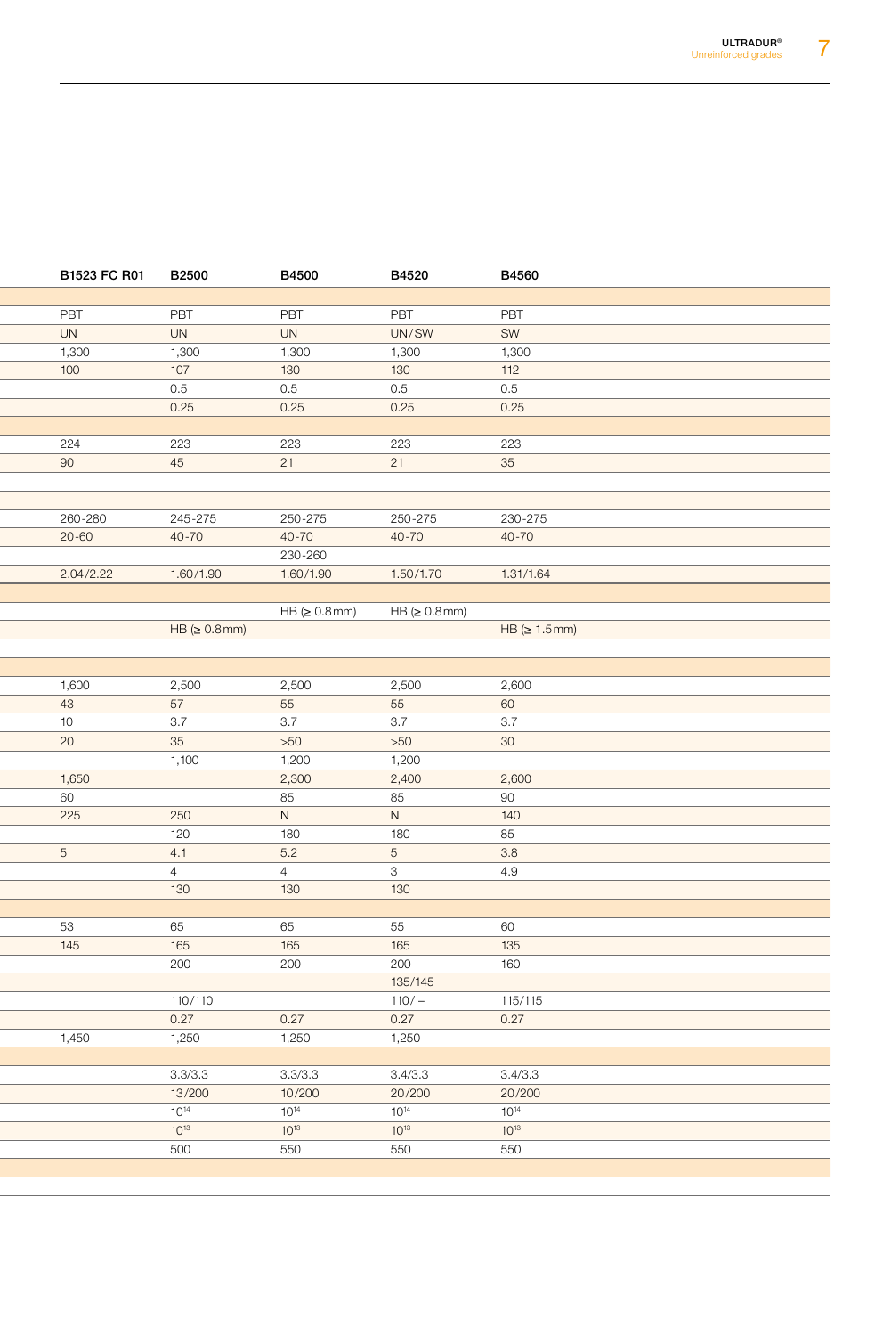| B1523 FC R01 | B2500 | B4500 | B4520 | B4560 |
|---|---|---|---|---|
| | | | | |
| PBT | PBT | PBT | PBT | PBT |
| UN | UN | UN | UN/SW | SW |
| 1,300 | 1,300 | 1,300 | 1,300 | 1,300 |
| 100 | 107 | 130 | 130 | 112 |
| | 0.5 | 0.5 | 0.5 | 0.5 |
| | 0.25 | 0.25 | 0.25 | 0.25 |
| | | | | |
| 224 | 223 | 223 | 223 | 223 |
| 90 | 45 | 21 | 21 | 35 |
| | | | | |
| | | | | |
| 260-280 | 245-275 | 250-275 | 250-275 | 230-275 |
| 20-60 | 40-70 | 40-70 | 40-70 | 40-70 |
| | | 230-260 | | |
| 2.04/2.22 | 1.60/1.90 | 1.60/1.90 | 1.50/1.70 | 1.31/1.64 |
| | | | | |
| | | HB (≥ 0.8 mm) | HB (≥ 0.8 mm) | |
| | HB (≥ 0.8 mm) | | | HB (≥ 1.5 mm) |
| | | | | |
| | | | | |
| 1,600 | 2,500 | 2,500 | 2,500 | 2,600 |
| 43 | 57 | 55 | 55 | 60 |
| 10 | 3.7 | 3.7 | 3.7 | 3.7 |
| 20 | 35 | >50 | >50 | 30 |
| | 1,100 | 1,200 | 1,200 | |
| 1,650 | | 2,300 | 2,400 | 2,600 |
| 60 | | 85 | 85 | 90 |
| 225 | 250 | N | N | 140 |
| | 120 | 180 | 180 | 85 |
| 5 | 4.1 | 5.2 | 5 | 3.8 |
| | 4 | 4 | 3 | 4.9 |
| | 130 | 130 | 130 | |
| | | | | |
| 53 | 65 | 65 | 55 | 60 |
| 145 | 165 | 165 | 165 | 135 |
| | 200 | 200 | 200 | 160 |
| | | | 135/145 | |
| | 110/110 | | 110/ – | 115/115 |
| | 0.27 | 0.27 | 0.27 | 0.27 |
| 1,450 | 1,250 | 1,250 | 1,250 | |
| | | | | |
| | 3.3/3.3 | 3.3/3.3 | 3.4/3.3 | 3.4/3.3 |
| | 13/200 | 10/200 | 20/200 | 20/200 |
| | $10^{14}$ | $10^{14}$ | $10^{14}$ | $10^{14}$ |
| | $10^{13}$ | $10^{13}$ | $10^{13}$ | $10^{13}$ |
| | 500 | 550 | 550 | 550 |
| | | | | |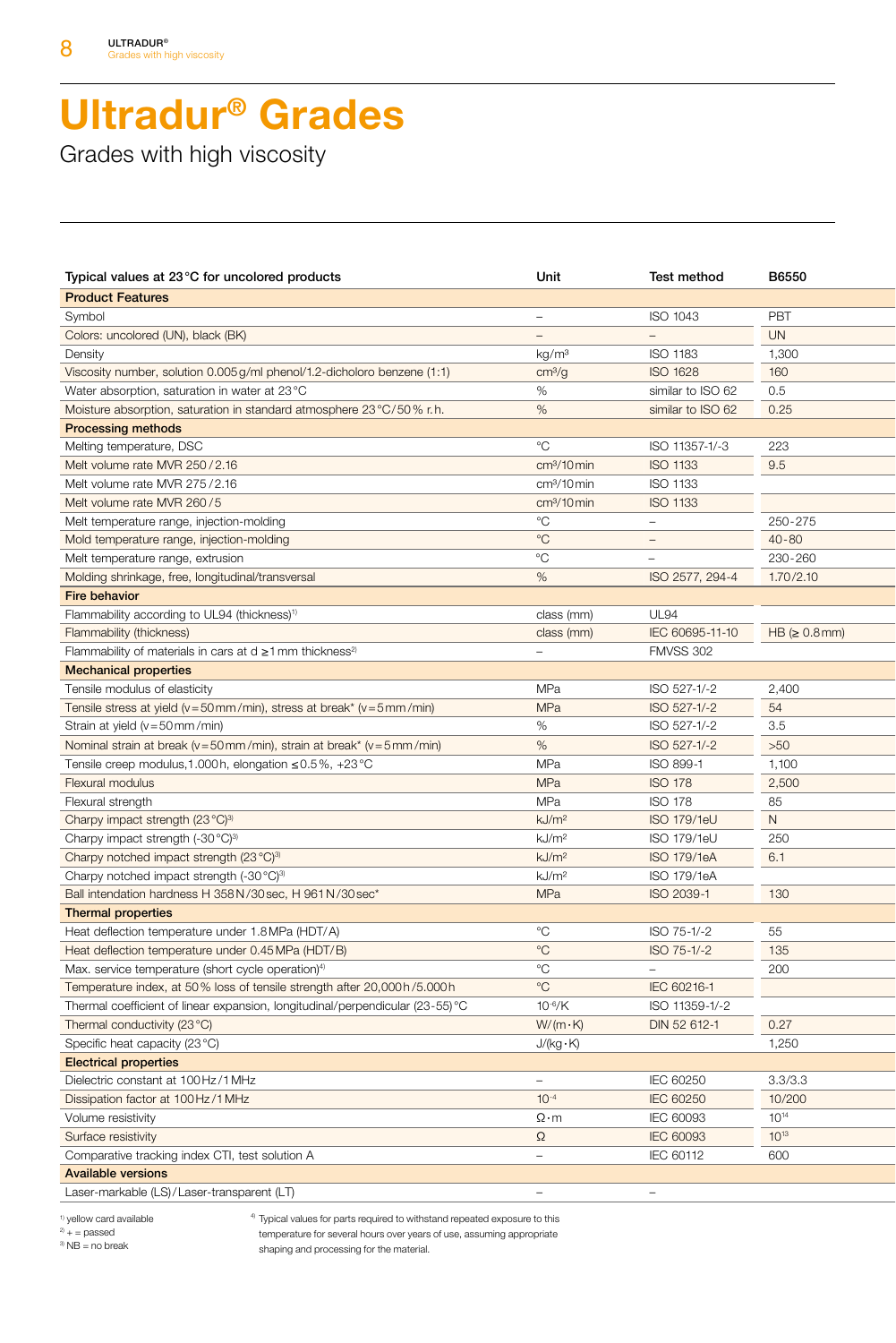# Ultradur® Grades

Grades with high viscosity

| Typical values at 23 °C for uncolored products | Unit | Test method | B6550 |
|---|---|---|---|
| **Product Features** | | | |
| Symbol | – | ISO 1043 | PBT |
| Colors: uncolored (UN), black (BK) | – | – | UN |
| Density | kg/m³ | ISO 1183 | 1,300 |
| Viscosity number, solution 0.005 g/ml phenol/1.2-dicholoro benzene (1:1) | cm³/g | ISO 1628 | 160 |
| Water absorption, saturation in water at 23 °C | % | similar to ISO 62 | 0.5 |
| Moisture absorption, saturation in standard atmosphere 23 °C/50 % r. h. | % | similar to ISO 62 | 0.25 |
| **Processing methods** | | | |
| Melting temperature, DSC | °C | ISO 11357-1/-3 | 223 |
| Melt volume rate MVR 250 / 2.16 | cm³/10 min | ISO 1133 | 9.5 |
| Melt volume rate MVR 275 / 2.16 | cm³/10 min | ISO 1133 | |
| Melt volume rate MVR 260 / 5 | cm³/10 min | ISO 1133 | |
| Melt temperature range, injection-molding | °C | – | 250-275 |
| Mold temperature range, injection-molding | °C | – | 40-80 |
| Melt temperature range, extrusion | °C | – | 230-260 |
| Molding shrinkage, free, longitudinal/transversal | % | ISO 2577, 294-4 | 1.70/2.10 |
| **Fire behavior** | | | |
| Flammability according to UL94 (thickness)[1] | class (mm) | UL94 | |
| Flammability (thickness) | class (mm) | IEC 60695-11-10 | HB (≥ 0.8 mm) |
| Flammability of materials in cars at d ≥1 mm thickness[2] | – | FMVSS 302 | |
| **Mechanical properties** | | | |
| Tensile modulus of elasticity | MPa | ISO 527-1/-2 | 2,400 |
| Tensile stress at yield (v = 50 mm / min), stress at break* (v = 5 mm / min) | MPa | ISO 527-1/-2 | 54 |
| Strain at yield (v = 50 mm / min) | % | ISO 527-1/-2 | 3.5 |
| Nominal strain at break (v = 50 mm / min), strain at break* (v = 5 mm / min) | % | ISO 527-1/-2 | >50 |
| Tensile creep modulus, 1.000 h, elongation ≤ 0.5 %, +23 °C | MPa | ISO 899-1 | 1,100 |
| Flexural modulus | MPa | ISO 178 | 2,500 |
| Flexural strength | MPa | ISO 178 | 85 |
| Charpy impact strength (23 °C)[3] | kJ/m² | ISO 179/1eU | N |
| Charpy impact strength (-30 °C)[3] | kJ/m² | ISO 179/1eU | 250 |
| Charpy notched impact strength (23 °C)[3] | kJ/m² | ISO 179/1eA | 6.1 |
| Charpy notched impact strength (-30 °C)[3] | kJ/m² | ISO 179/1eA | |
| Ball intendation hardness H 358 N / 30 sec, H 961 N / 30 sec* | MPa | ISO 2039-1 | 130 |
| **Thermal properties** | | | |
| Heat deflection temperature under 1.8 MPa (HDT/A) | °C | ISO 75-1/-2 | 55 |
| Heat deflection temperature under 0.45 MPa (HDT/B) | °C | ISO 75-1/-2 | 135 |
| Max. service temperature (short cycle operation)[4] | °C | – | 200 |
| Temperature index, at 50 % loss of tensile strength after 20,000 h / 5.000 h | °C | IEC 60216-1 | |
| Thermal coefficient of linear expansion, longitudinal/perpendicular (23-55) °C | $10^{-6}$/K | ISO 11359-1/-2 | |
| Thermal conductivity (23 °C) | W/(m · K) | DIN 52 612-1 | 0.27 |
| Specific heat capacity (23 °C) | J/(kg · K) | | 1,250 |
| **Electrical properties** | | | |
| Dielectric constant at 100 Hz / 1 MHz | – | IEC 60250 | 3.3/3.3 |
| Dissipation factor at 100 Hz / 1 MHz | $10^{-4}$ | IEC 60250 | 10/200 |
| Volume resistivity | Ω · m | IEC 60093 | $10^{14}$ |
| Surface resistivity | Ω | IEC 60093 | $10^{13}$ |
| Comparative tracking index CTI, test solution A | – | IEC 60112 | 600 |
| **Available versions** | | | |
| Laser-markable (LS) / Laser-transparent (LT) | – | – | |

[1] yellow card available
[2] + = passed
[3] NB = no break
[4] Typical values for parts required to withstand repeated exposure to this temperature for several hours over years of use, assuming appropriate shaping and processing for the material.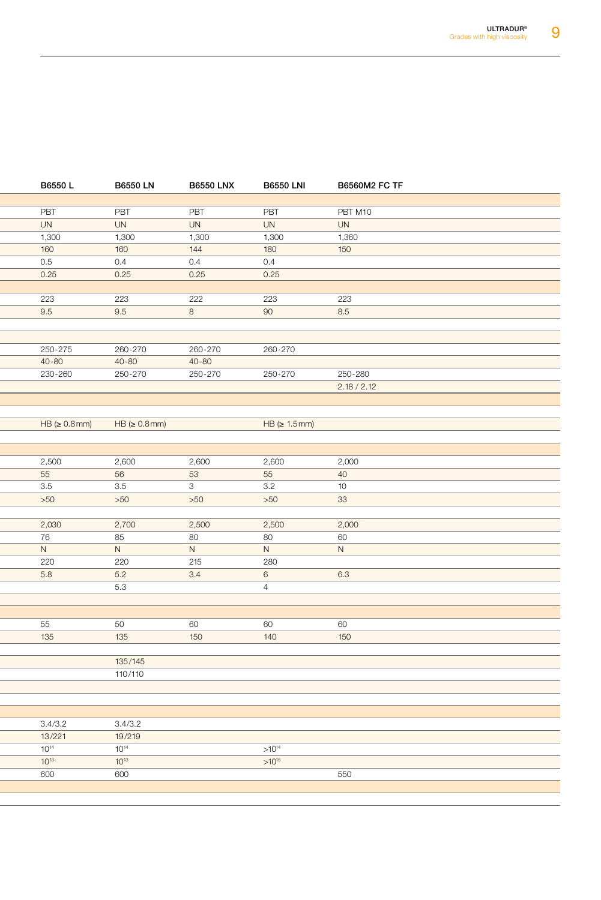| B6550 L | B6550 LN | B6550 LNX | B6550 LNI | B6560M2 FC TF |
|---|---|---|---|---|
| | | | | |
| PBT | PBT | PBT | PBT | PBT M10 |
| UN | UN | UN | UN | UN |
| 1,300 | 1,300 | 1,300 | 1,300 | 1,360 |
| 160 | 160 | 144 | 180 | 150 |
| 0.5 | 0.4 | 0.4 | 0.4 | |
| 0.25 | 0.25 | 0.25 | 0.25 | |
| | | | | |
| 223 | 223 | 222 | 223 | 223 |
| 9.5 | 9.5 | 8 | 90 | 8.5 |
| | | | | |
| | | | | |
| 250-275 | 260-270 | 260-270 | 260-270 | |
| 40-80 | 40-80 | 40-80 | | |
| 230-260 | 250-270 | 250-270 | 250-270 | 250-280 |
| | | | | 2.18 / 2.12 |
| | | | | |
| | | | | |
| HB (≥ 0.8 mm) | HB (≥ 0.8 mm) | | HB (≥ 1.5 mm) | |
| | | | | |
| | | | | |
| 2,500 | 2,600 | 2,600 | 2,600 | 2,000 |
| 55 | 56 | 53 | 55 | 40 |
| 3.5 | 3.5 | 3 | 3.2 | 10 |
| >50 | >50 | >50 | >50 | 33 |
| | | | | |
| 2,030 | 2,700 | 2,500 | 2,500 | 2,000 |
| 76 | 85 | 80 | 80 | 60 |
| N | N | N | N | N |
| 220 | 220 | 215 | 280 | |
| 5.8 | 5.2 | 3.4 | 6 | 6.3 |
| | 5.3 | | 4 | |
| | | | | |
| | | | | |
| 55 | 50 | 60 | 60 | 60 |
| 135 | 135 | 150 | 140 | 150 |
| | | | | |
| | 135/145 | | | |
| | 110/110 | | | |
| | | | | |
| | | | | |
| | | | | |
| 3.4/3.2 | 3.4/3.2 | | | |
| 13/221 | 19/219 | | | |
| $10^{14}$ | $10^{14}$ | | $>10^{14}$ | |
| $10^{13}$ | $10^{13}$ | | $>10^{15}$ | |
| 600 | 600 | | | 550 |
| | | | | |
| | | | | |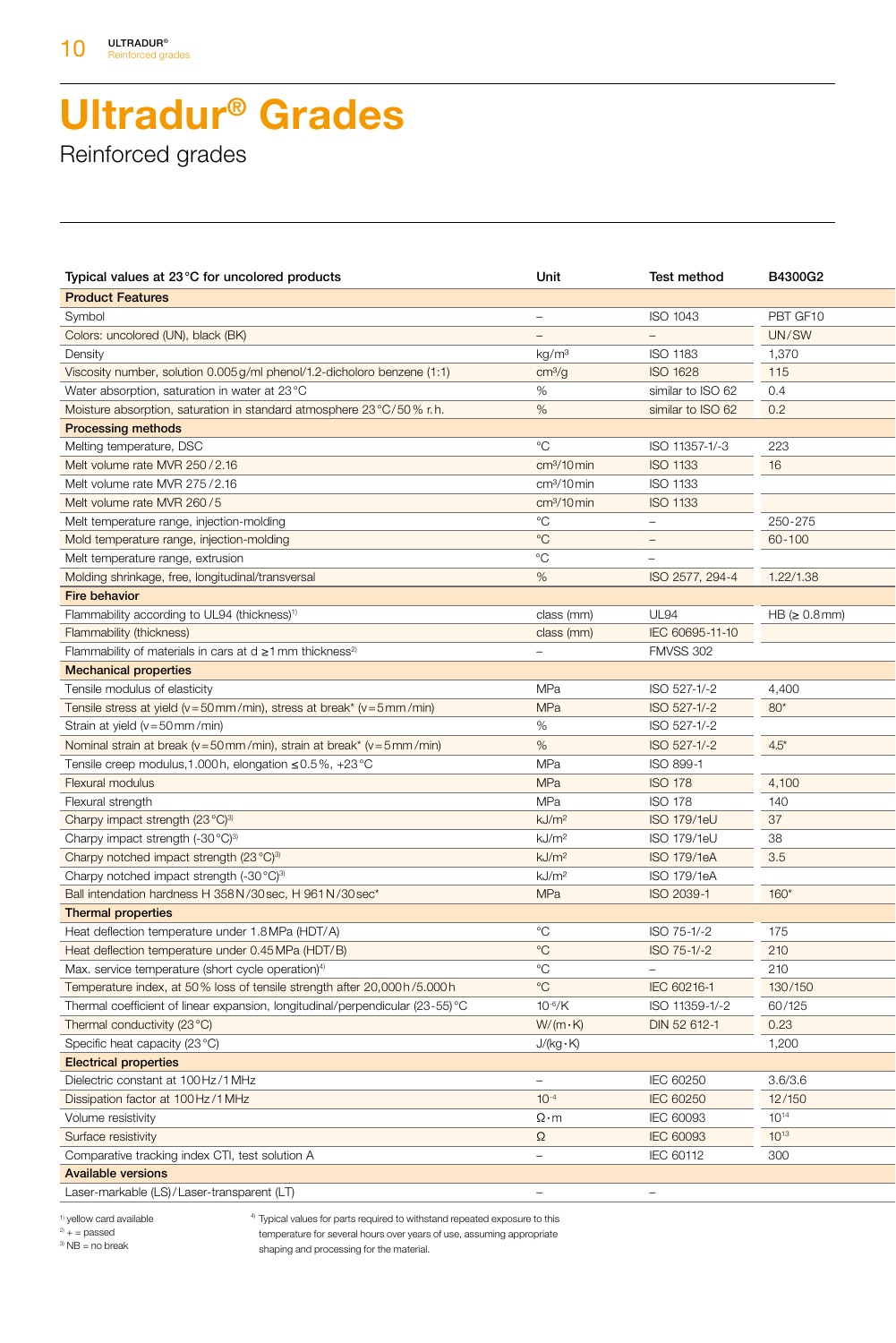# Ultradur® Grades

Reinforced grades

| Typical values at 23 °C for uncolored products | Unit | Test method | B4300G2 |
|---|---|---|---|
| **Product Features** | | | |
| Symbol | – | ISO 1043 | PBT GF10 |
| Colors: uncolored (UN), black (BK) | – | – | UN/SW |
| Density | kg/m³ | ISO 1183 | 1,370 |
| Viscosity number, solution 0.005 g/ml phenol/1.2-dicholoro benzene (1:1) | cm³/g | ISO 1628 | 115 |
| Water absorption, saturation in water at 23 °C | % | similar to ISO 62 | 0.4 |
| Moisture absorption, saturation in standard atmosphere 23 °C/50 % r. h. | % | similar to ISO 62 | 0.2 |
| **Processing methods** | | | |
| Melting temperature, DSC | °C | ISO 11357-1/-3 | 223 |
| Melt volume rate MVR 250 / 2.16 | cm³/10 min | ISO 1133 | 16 |
| Melt volume rate MVR 275 / 2.16 | cm³/10 min | ISO 1133 | |
| Melt volume rate MVR 260 / 5 | cm³/10 min | ISO 1133 | |
| Melt temperature range, injection-molding | °C | – | 250-275 |
| Mold temperature range, injection-molding | °C | – | 60-100 |
| Melt temperature range, extrusion | °C | – | |
| Molding shrinkage, free, longitudinal/transversal | % | ISO 2577, 294-4 | 1.22/1.38 |
| **Fire behavior** | | | |
| Flammability according to UL94 (thickness)[1] | class (mm) | UL94 | HB (≥ 0.8 mm) |
| Flammability (thickness) | class (mm) | IEC 60695-11-10 | |
| Flammability of materials in cars at d ≥ 1 mm thickness[2] | – | FMVSS 302 | |
| **Mechanical properties** | | | |
| Tensile modulus of elasticity | MPa | ISO 527-1/-2 | 4,400 |
| Tensile stress at yield (v = 50 mm/min), stress at break* (v = 5 mm/min) | MPa | ISO 527-1/-2 | 80* |
| Strain at yield (v = 50 mm/min) | % | ISO 527-1/-2 | |
| Nominal strain at break (v = 50 mm/min), strain at break* (v = 5 mm/min) | % | ISO 527-1/-2 | 4.5* |
| Tensile creep modulus, 1.000 h, elongation ≤ 0.5 %, +23 °C | MPa | ISO 899-1 | |
| Flexural modulus | MPa | ISO 178 | 4,100 |
| Flexural strength | MPa | ISO 178 | 140 |
| Charpy impact strength (23 °C)[3] | kJ/m² | ISO 179/1eU | 37 |
| Charpy impact strength (-30 °C)[3] | kJ/m² | ISO 179/1eU | 38 |
| Charpy notched impact strength (23 °C)[3] | kJ/m² | ISO 179/1eA | 3.5 |
| Charpy notched impact strength (-30 °C)[3] | kJ/m² | ISO 179/1eA | |
| Ball intendation hardness H 358 N/30 sec, H 961 N/30 sec* | MPa | ISO 2039-1 | 160* |
| **Thermal properties** | | | |
| Heat deflection temperature under 1.8 MPa (HDT/A) | °C | ISO 75-1/-2 | 175 |
| Heat deflection temperature under 0.45 MPa (HDT/B) | °C | ISO 75-1/-2 | 210 |
| Max. service temperature (short cycle operation)[4] | °C | – | 210 |
| Temperature index, at 50 % loss of tensile strength after 20,000 h/5.000 h | °C | IEC 60216-1 | 130/150 |
| Thermal coefficient of linear expansion, longitudinal/perpendicular (23-55) °C | $10^{-6}$/K | ISO 11359-1/-2 | 60/125 |
| Thermal conductivity (23 °C) | W/(m · K) | DIN 52 612-1 | 0.23 |
| Specific heat capacity (23 °C) | J/(kg · K) | | 1,200 |
| **Electrical properties** | | | |
| Dielectric constant at 100 Hz/1 MHz | – | IEC 60250 | 3.6/3.6 |
| Dissipation factor at 100 Hz/1 MHz | $10^{-4}$ | IEC 60250 | 12/150 |
| Volume resistivity | Ω · m | IEC 60093 | $10^{14}$ |
| Surface resistivity | Ω | IEC 60093 | $10^{13}$ |
| Comparative tracking index CTI, test solution A | – | IEC 60112 | 300 |
| **Available versions** | | | |
| Laser-markable (LS)/Laser-transparent (LT) | – | – | |

[1] yellow card available
[2] + = passed
[3] NB = no break
[4] Typical values for parts required to withstand repeated exposure to this temperature for several hours over years of use, assuming appropriate shaping and processing for the material.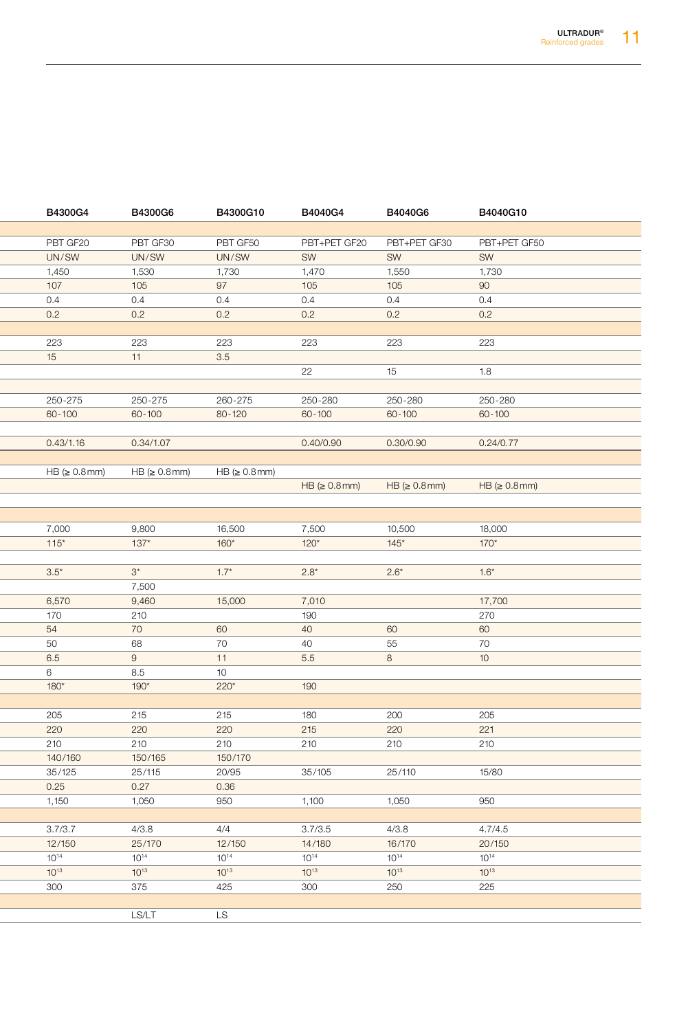| B4300G4 | B4300G6 | B4300G10 | B4040G4 | B4040G6 | B4040G10 |
|---|---|---|---|---|---|
| | | | | | |
| PBT GF20 | PBT GF30 | PBT GF50 | PBT+PET GF20 | PBT+PET GF30 | PBT+PET GF50 |
| UN/SW | UN/SW | UN/SW | SW | SW | SW |
| 1,450 | 1,530 | 1,730 | 1,470 | 1,550 | 1,730 |
| 107 | 105 | 97 | 105 | 105 | 90 |
| 0.4 | 0.4 | 0.4 | 0.4 | 0.4 | 0.4 |
| 0.2 | 0.2 | 0.2 | 0.2 | 0.2 | 0.2 |
| | | | | | |
| 223 | 223 | 223 | 223 | 223 | 223 |
| 15 | 11 | 3.5 | | | |
| | | | 22 | 15 | 1.8 |
| | | | | | |
| 250-275 | 250-275 | 260-275 | 250-280 | 250-280 | 250-280 |
| 60-100 | 60-100 | 80-120 | 60-100 | 60-100 | 60-100 |
| | | | | | |
| 0.43/1.16 | 0.34/1.07 | | 0.40/0.90 | 0.30/0.90 | 0.24/0.77 |
| | | | | | |
| HB (≥ 0.8mm) | HB (≥ 0.8mm) | HB (≥ 0.8mm) | | | |
| | | | HB (≥ 0.8mm) | HB (≥ 0.8mm) | HB (≥ 0.8mm) |
| | | | | | |
| | | | | | |
| 7,000 | 9,800 | 16,500 | 7,500 | 10,500 | 18,000 |
| 115* | 137* | 160* | 120* | 145* | 170* |
| | | | | | |
| 3.5* | 3* | 1.7* | 2.8* | 2.6* | 1.6* |
| | 7,500 | | | | |
| 6,570 | 9,460 | 15,000 | 7,010 | | 17,700 |
| 170 | 210 | | 190 | | 270 |
| 54 | 70 | 60 | 40 | 60 | 60 |
| 50 | 68 | 70 | 40 | 55 | 70 |
| 6.5 | 9 | 11 | 5.5 | 8 | 10 |
| 6 | 8.5 | 10 | | | |
| 180* | 190* | 220* | 190 | | |
| | | | | | |
| 205 | 215 | 215 | 180 | 200 | 205 |
| 220 | 220 | 220 | 215 | 220 | 221 |
| 210 | 210 | 210 | 210 | 210 | 210 |
| 140/160 | 150/165 | 150/170 | | | |
| 35/125 | 25/115 | 20/95 | 35/105 | 25/110 | 15/80 |
| 0.25 | 0.27 | 0.36 | | | |
| 1,150 | 1,050 | 950 | 1,100 | 1,050 | 950 |
| | | | | | |
| 3.7/3.7 | 4/3.8 | 4/4 | 3.7/3.5 | 4/3.8 | 4.7/4.5 |
| 12/150 | 25/170 | 12/150 | 14/180 | 16/170 | 20/150 |
| $10^{14}$ | $10^{14}$ | $10^{14}$ | $10^{14}$ | $10^{14}$ | $10^{14}$ |
| $10^{13}$ | $10^{13}$ | $10^{13}$ | $10^{13}$ | $10^{13}$ | $10^{13}$ |
| 300 | 375 | 425 | 300 | 250 | 225 |
| | | | | | |
| | LS/LT | LS | | | |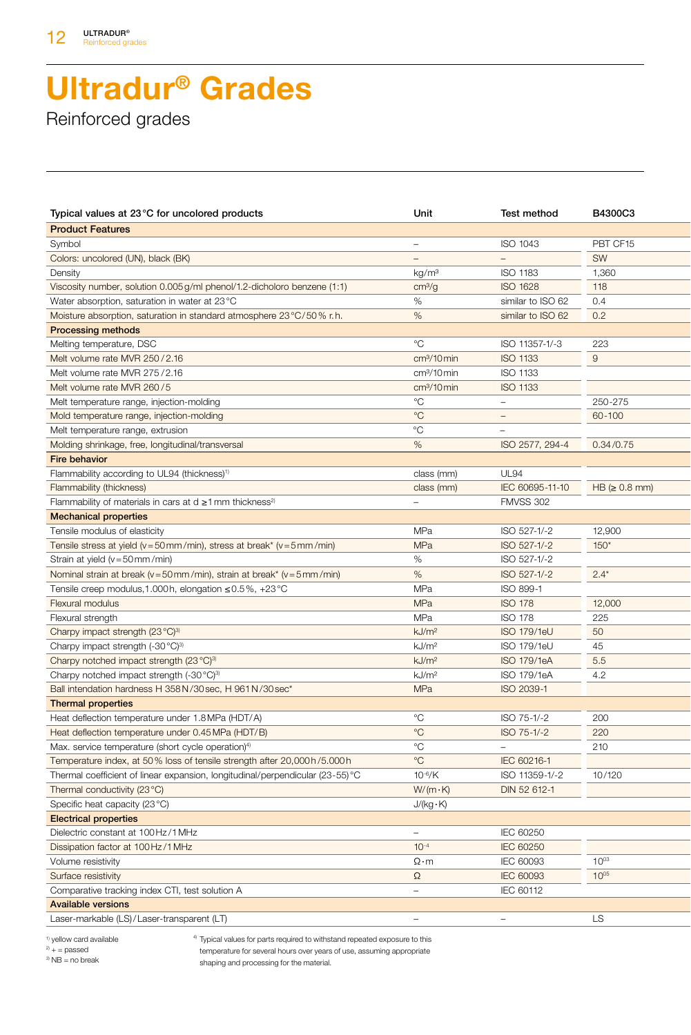# Ultradur® Grades

Reinforced grades

| Typical values at 23 °C for uncolored products | Unit | Test method | B4300C3 |
|---|---|---|---|
| **Product Features** | | | |
| Symbol | – | ISO 1043 | PBT CF15 |
| Colors: uncolored (UN), black (BK) | – | – | SW |
| Density | kg/m³ | ISO 1183 | 1,360 |
| Viscosity number, solution 0.005 g/ml phenol/1.2-dicholoro benzene (1:1) | cm³/g | ISO 1628 | 118 |
| Water absorption, saturation in water at 23 °C | % | similar to ISO 62 | 0.4 |
| Moisture absorption, saturation in standard atmosphere 23 °C/50 % r. h. | % | similar to ISO 62 | 0.2 |
| **Processing methods** | | | |
| Melting temperature, DSC | °C | ISO 11357-1/-3 | 223 |
| Melt volume rate MVR 250 / 2.16 | cm³/10 min | ISO 1133 | 9 |
| Melt volume rate MVR 275 / 2.16 | cm³/10 min | ISO 1133 | |
| Melt volume rate MVR 260 / 5 | cm³/10 min | ISO 1133 | |
| Melt temperature range, injection-molding | °C | – | 250-275 |
| Mold temperature range, injection-molding | °C | – | 60-100 |
| Melt temperature range, extrusion | °C | – | |
| Molding shrinkage, free, longitudinal/transversal | % | ISO 2577, 294-4 | 0.34 / 0.75 |
| **Fire behavior** | | | |
| Flammability according to UL94 (thickness)[1] | class (mm) | UL94 | |
| Flammability (thickness) | class (mm) | IEC 60695-11-10 | HB (≥ 0.8 mm) |
| Flammability of materials in cars at d ≥ 1 mm thickness[2] | – | FMVSS 302 | |
| **Mechanical properties** | | | |
| Tensile modulus of elasticity | MPa | ISO 527-1/-2 | 12,900 |
| Tensile stress at yield (v = 50 mm / min), stress at break* (v = 5 mm / min) | MPa | ISO 527-1/-2 | 150* |
| Strain at yield (v = 50 mm / min) | % | ISO 527-1/-2 | |
| Nominal strain at break (v = 50 mm / min), strain at break* (v = 5 mm / min) | % | ISO 527-1/-2 | 2.4* |
| Tensile creep modulus, 1.000 h, elongation ≤ 0.5 %, +23 °C | MPa | ISO 899-1 | |
| Flexural modulus | MPa | ISO 178 | 12,000 |
| Flexural strength | MPa | ISO 178 | 225 |
| Charpy impact strength (23 °C)[3] | kJ/m² | ISO 179/1eU | 50 |
| Charpy impact strength (-30 °C)[3] | kJ/m² | ISO 179/1eU | 45 |
| Charpy notched impact strength (23 °C)[3] | kJ/m² | ISO 179/1eA | 5.5 |
| Charpy notched impact strength (-30 °C)[3] | kJ/m² | ISO 179/1eA | 4.2 |
| Ball intendation hardness H 358 N / 30 sec, H 961 N / 30 sec* | MPa | ISO 2039-1 | |
| **Thermal properties** | | | |
| Heat deflection temperature under 1.8 MPa (HDT/A) | °C | ISO 75-1/-2 | 200 |
| Heat deflection temperature under 0.45 MPa (HDT/B) | °C | ISO 75-1/-2 | 220 |
| Max. service temperature (short cycle operation)[4] | °C | – | 210 |
| Temperature index, at 50 % loss of tensile strength after 20,000 h / 5.000 h | °C | IEC 60216-1 | |
| Thermal coefficient of linear expansion, longitudinal/perpendicular (23-55) °C | $10^{-6}$/K | ISO 11359-1/-2 | 10 / 120 |
| Thermal conductivity (23 °C) | W/(m · K) | DIN 52 612-1 | |
| Specific heat capacity (23 °C) | J/(kg · K) | | |
| **Electrical properties** | | | |
| Dielectric constant at 100 Hz / 1 MHz | – | IEC 60250 | |
| Dissipation factor at 100 Hz / 1 MHz | $10^{-4}$ | IEC 60250 | |
| Volume resistivity | Ω · m | IEC 60093 | $10^{03}$ |
| Surface resistivity | Ω | IEC 60093 | $10^{05}$ |
| Comparative tracking index CTI, test solution A | – | IEC 60112 | |
| **Available versions** | | | |
| Laser-markable (LS) / Laser-transparent (LT) | – | – | LS |

[1] yellow card available
[2] + = passed
[3] NB = no break

[4] Typical values for parts required to withstand repeated exposure to this temperature for several hours over years of use, assuming appropriate shaping and processing for the material.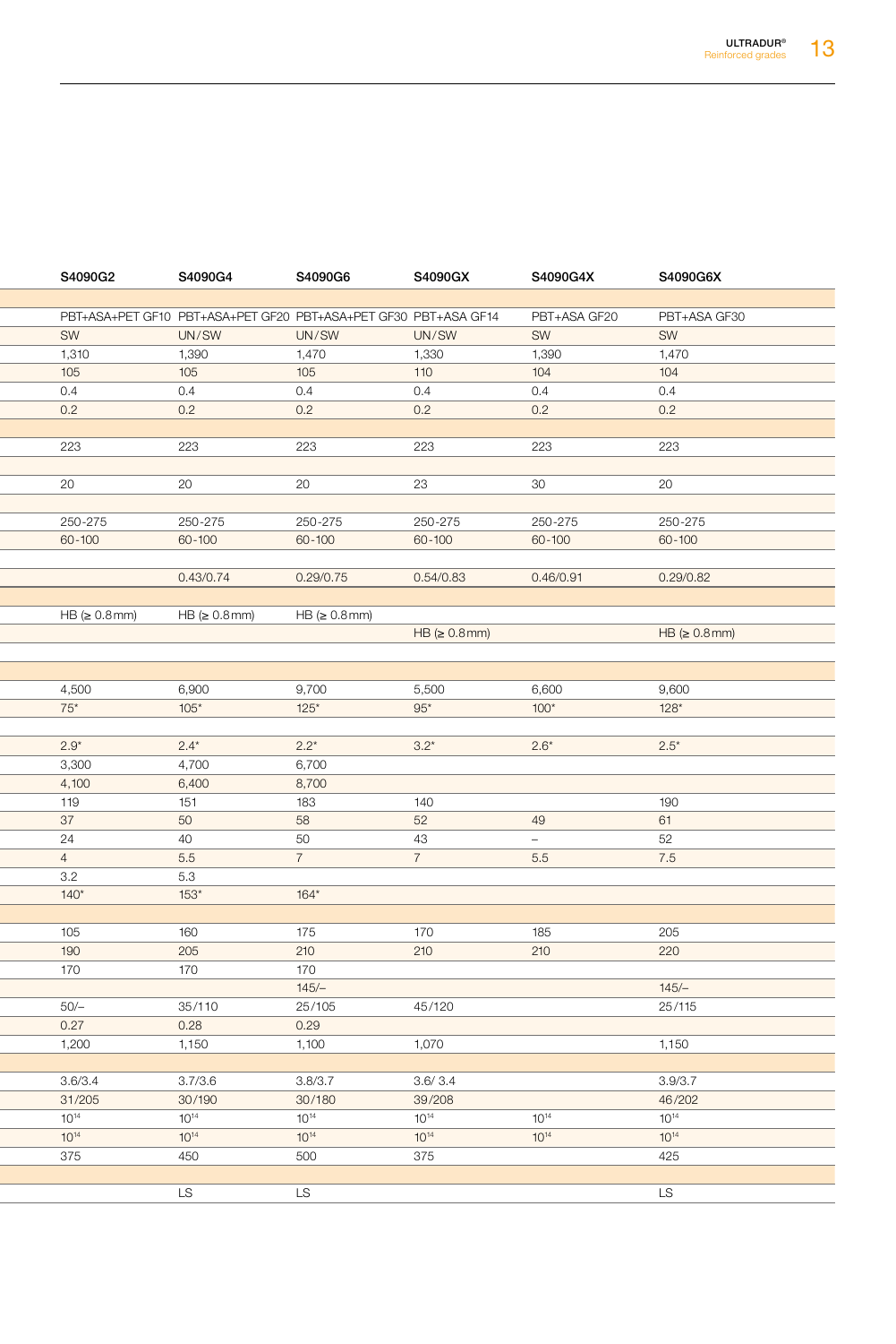| S4090G2 | S4090G4 | S4090G6 | S4090GX | S4090G4X | S4090G6X |
|---|---|---|---|---|---|
| | | | | | |
| PBT+ASA+PET GF10 | PBT+ASA+PET GF20 | PBT+ASA+PET GF30 | PBT+ASA GF14 | PBT+ASA GF20 | PBT+ASA GF30 |
| SW | UN/SW | UN/SW | UN/SW | SW | SW |
| 1,310 | 1,390 | 1,470 | 1,330 | 1,390 | 1,470 |
| 105 | 105 | 105 | 110 | 104 | 104 |
| 0.4 | 0.4 | 0.4 | 0.4 | 0.4 | 0.4 |
| 0.2 | 0.2 | 0.2 | 0.2 | 0.2 | 0.2 |
| | | | | | |
| 223 | 223 | 223 | 223 | 223 | 223 |
| | | | | | |
| 20 | 20 | 20 | 23 | 30 | 20 |
| | | | | | |
| 250-275 | 250-275 | 250-275 | 250-275 | 250-275 | 250-275 |
| 60-100 | 60-100 | 60-100 | 60-100 | 60-100 | 60-100 |
| | | | | | |
| | 0.43/0.74 | 0.29/0.75 | 0.54/0.83 | 0.46/0.91 | 0.29/0.82 |
| | | | | | |
| HB (≥ 0.8mm) | HB (≥ 0.8mm) | HB (≥ 0.8mm) | | | |
| | | | HB (≥ 0.8mm) | | HB (≥ 0.8mm) |
| | | | | | |
| | | | | | |
| 4,500 | 6,900 | 9,700 | 5,500 | 6,600 | 9,600 |
| 75* | 105* | 125* | 95* | 100* | 128* |
| | | | | | |
| 2.9* | 2.4* | 2.2* | 3.2* | 2.6* | 2.5* |
| 3,300 | 4,700 | 6,700 | | | |
| 4,100 | 6,400 | 8,700 | | | |
| 119 | 151 | 183 | 140 | | 190 |
| 37 | 50 | 58 | 52 | 49 | 61 |
| 24 | 40 | 50 | 43 | – | 52 |
| 4 | 5.5 | 7 | 7 | 5.5 | 7.5 |
| 3.2 | 5.3 | | | | |
| 140* | 153* | 164* | | | |
| | | | | | |
| 105 | 160 | 175 | 170 | 185 | 205 |
| 190 | 205 | 210 | 210 | 210 | 220 |
| 170 | 170 | 170 | | | |
| | | 145/– | | | 145/– |
| 50/– | 35/110 | 25/105 | 45/120 | | 25/115 |
| 0.27 | 0.28 | 0.29 | | | |
| 1,200 | 1,150 | 1,100 | 1,070 | | 1,150 |
| | | | | | |
| 3.6/3.4 | 3.7/3.6 | 3.8/3.7 | 3.6/ 3.4 | | 3.9/3.7 |
| 31/205 | 30/190 | 30/180 | 39/208 | | 46/202 |
| $10^{14}$ | $10^{14}$ | $10^{14}$ | $10^{14}$ | $10^{14}$ | $10^{14}$ |
| $10^{14}$ | $10^{14}$ | $10^{14}$ | $10^{14}$ | $10^{14}$ | $10^{14}$ |
| 375 | 450 | 500 | 375 | | 425 |
| | | | | | |
| | LS | LS | | | LS |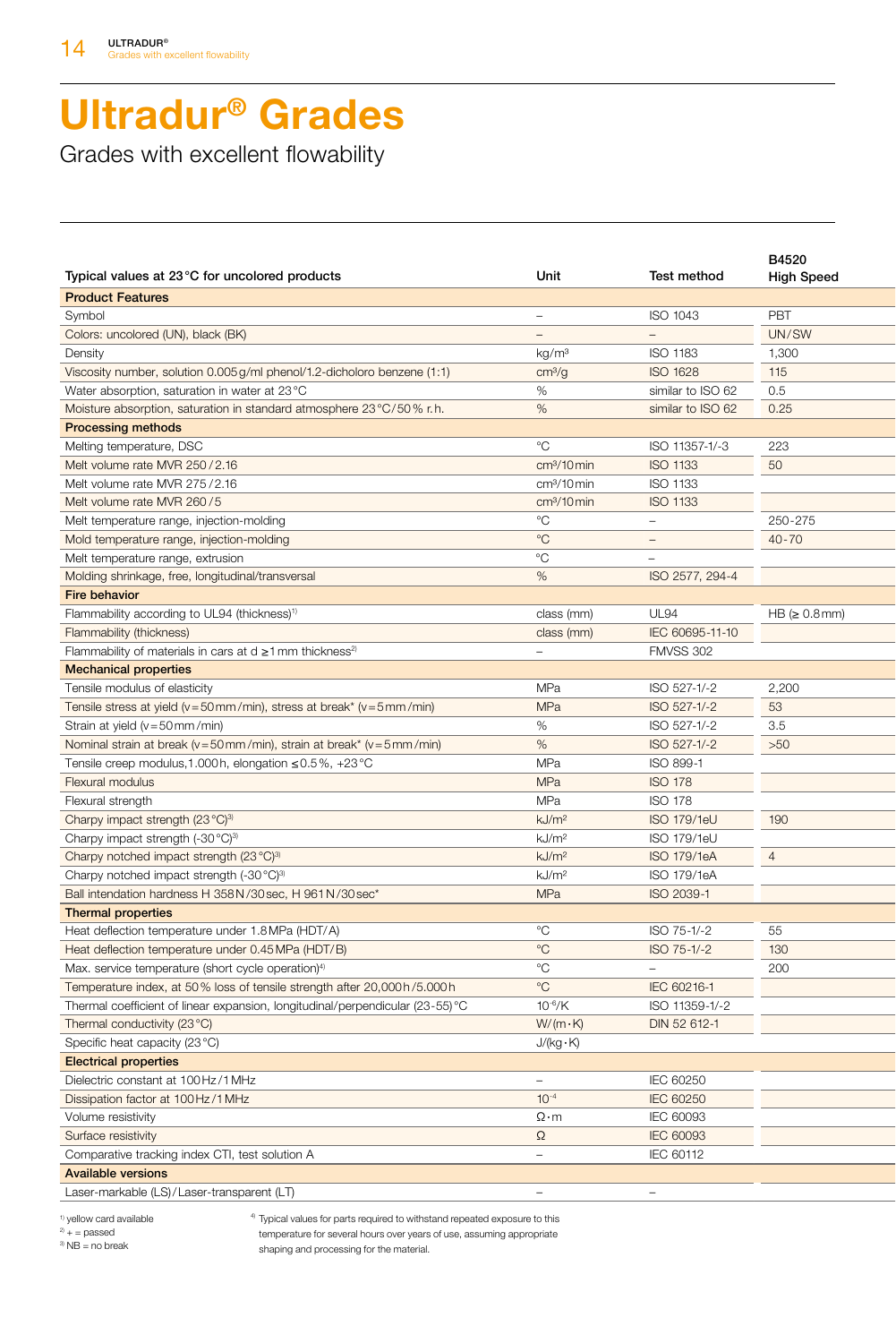# Ultradur® Grades

Grades with excellent flowability

| Typical values at 23 °C for uncolored products | Unit | Test method | B4520 High Speed |
|---|---|---|---|
| **Product Features** | | | |
| Symbol | – | ISO 1043 | PBT |
| Colors: uncolored (UN), black (BK) | – | – | UN/SW |
| Density | kg/m³ | ISO 1183 | 1,300 |
| Viscosity number, solution 0.005 g/ml phenol/1.2-dicholoro benzene (1:1) | cm³/g | ISO 1628 | 115 |
| Water absorption, saturation in water at 23 °C | % | similar to ISO 62 | 0.5 |
| Moisture absorption, saturation in standard atmosphere 23 °C/50 % r. h. | % | similar to ISO 62 | 0.25 |
| **Processing methods** | | | |
| Melting temperature, DSC | °C | ISO 11357-1/-3 | 223 |
| Melt volume rate MVR 250/2.16 | cm³/10 min | ISO 1133 | 50 |
| Melt volume rate MVR 275/2.16 | cm³/10 min | ISO 1133 | |
| Melt volume rate MVR 260/5 | cm³/10 min | ISO 1133 | |
| Melt temperature range, injection-molding | °C | – | 250-275 |
| Mold temperature range, injection-molding | °C | – | 40-70 |
| Melt temperature range, extrusion | °C | – | |
| Molding shrinkage, free, longitudinal/transversal | % | ISO 2577, 294-4 | |
| **Fire behavior** | | | |
| Flammability according to UL94 (thickness)[1] | class (mm) | UL94 | HB (≥ 0.8 mm) |
| Flammability (thickness) | class (mm) | IEC 60695-11-10 | |
| Flammability of materials in cars at d ≥1 mm thickness[2] | – | FMVSS 302 | |
| **Mechanical properties** | | | |
| Tensile modulus of elasticity | MPa | ISO 527-1/-2 | 2,200 |
| Tensile stress at yield (v = 50 mm/min), stress at break* (v = 5 mm/min) | MPa | ISO 527-1/-2 | 53 |
| Strain at yield (v = 50 mm/min) | % | ISO 527-1/-2 | 3.5 |
| Nominal strain at break (v = 50 mm/min), strain at break* (v = 5 mm/min) | % | ISO 527-1/-2 | >50 |
| Tensile creep modulus, 1.000 h, elongation ≤ 0.5 %, +23 °C | MPa | ISO 899-1 | |
| Flexural modulus | MPa | ISO 178 | |
| Flexural strength | MPa | ISO 178 | |
| Charpy impact strength (23 °C)[3] | kJ/m² | ISO 179/1eU | 190 |
| Charpy impact strength (-30 °C)[3] | kJ/m² | ISO 179/1eU | |
| Charpy notched impact strength (23 °C)[3] | kJ/m² | ISO 179/1eA | 4 |
| Charpy notched impact strength (-30 °C)[3] | kJ/m² | ISO 179/1eA | |
| Ball intendation hardness H 358 N/30 sec, H 961 N/30 sec* | MPa | ISO 2039-1 | |
| **Thermal properties** | | | |
| Heat deflection temperature under 1.8 MPa (HDT/A) | °C | ISO 75-1/-2 | 55 |
| Heat deflection temperature under 0.45 MPa (HDT/B) | °C | ISO 75-1/-2 | 130 |
| Max. service temperature (short cycle operation)[4] | °C | – | 200 |
| Temperature index, at 50 % loss of tensile strength after 20,000 h/5.000 h | °C | IEC 60216-1 | |
| Thermal coefficient of linear expansion, longitudinal/perpendicular (23-55) °C | $10^{-6}$/K | ISO 11359-1/-2 | |
| Thermal conductivity (23 °C) | W/(m·K) | DIN 52 612-1 | |
| Specific heat capacity (23 °C) | J/(kg·K) | | |
| **Electrical properties** | | | |
| Dielectric constant at 100 Hz/1 MHz | – | IEC 60250 | |
| Dissipation factor at 100 Hz/1 MHz | $10^{-4}$ | IEC 60250 | |
| Volume resistivity | Ω·m | IEC 60093 | |
| Surface resistivity | Ω | IEC 60093 | |
| Comparative tracking index CTI, test solution A | – | IEC 60112 | |
| **Available versions** | | | |
| Laser-markable (LS)/Laser-transparent (LT) | – | – | |

[1] yellow card available
[2] + = passed
[3] NB = no break
[4] Typical values for parts required to withstand repeated exposure to this temperature for several hours over years of use, assuming appropriate shaping and processing for the material.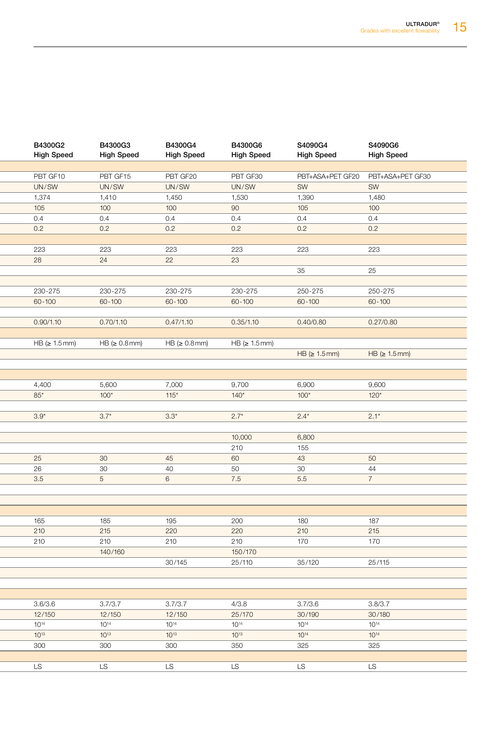| B4300G2 High Speed | B4300G3 High Speed | B4300G4 High Speed | B4300G6 High Speed | S4090G4 High Speed | S4090G6 High Speed |
|---|---|---|---|---|---|
| | | | | | |
| PBT GF10 | PBT GF15 | PBT GF20 | PBT GF30 | PBT+ASA+PET GF20 | PBT+ASA+PET GF30 |
| UN/SW | UN/SW | UN/SW | UN/SW | SW | SW |
| 1,374 | 1,410 | 1,450 | 1,530 | 1,390 | 1,480 |
| 105 | 100 | 100 | 90 | 105 | 100 |
| 0.4 | 0.4 | 0.4 | 0.4 | 0.4 | 0.4 |
| 0.2 | 0.2 | 0.2 | 0.2 | 0.2 | 0.2 |
| | | | | | |
| 223 | 223 | 223 | 223 | 223 | 223 |
| 28 | 24 | 22 | 23 | | |
| | | | | 35 | 25 |
| | | | | | |
| 230-275 | 230-275 | 230-275 | 230-275 | 250-275 | 250-275 |
| 60-100 | 60-100 | 60-100 | 60-100 | 60-100 | 60-100 |
| | | | | | |
| 0.90/1.10 | 0.70/1.10 | 0.47/1.10 | 0.35/1.10 | 0.40/0.80 | 0.27/0.80 |
| | | | | | |
| HB (≥ 1.5 mm) | HB (≥ 0.8 mm) | HB (≥ 0.8 mm) | HB (≥ 1.5 mm) | | |
| | | | | HB (≥ 1.5 mm) | HB (≥ 1.5 mm) |
| | | | | | |
| | | | | | |
| 4,400 | 5,600 | 7,000 | 9,700 | 6,900 | 9,600 |
| 85* | 100* | 115* | 140* | 100* | 120* |
| | | | | | |
| 3.9* | 3.7* | 3.3* | 2.7* | 2.4* | 2.1* |
| | | | | | |
| | | | 10,000 | 6,800 | |
| | | | 210 | 155 | |
| 25 | 30 | 45 | 60 | 43 | 50 |
| 26 | 30 | 40 | 50 | 30 | 44 |
| 3.5 | 5 | 6 | 7.5 | 5.5 | 7 |
| | | | | | |
| | | | | | |
| | | | | | |
| 165 | 185 | 195 | 200 | 180 | 187 |
| 210 | 215 | 220 | 220 | 210 | 215 |
| 210 | 210 | 210 | 210 | 170 | 170 |
| | 140/160 | | 150/170 | | |
| | | 30/145 | 25/110 | 35/120 | 25/115 |
| | | | | | |
| | | | | | |
| | | | | | |
| 3.6/3.6 | 3.7/3.7 | 3.7/3.7 | 4/3.8 | 3.7/3.6 | 3.8/3.7 |
| 12/150 | 12/150 | 12/150 | 25/170 | 30/190 | 30/180 |
| $10^{14}$ | $10^{14}$ | $10^{14}$ | $10^{14}$ | $10^{14}$ | $10^{14}$ |
| $10^{13}$ | $10^{13}$ | $10^{13}$ | $10^{13}$ | $10^{14}$ | $10^{14}$ |
| 300 | 300 | 300 | 350 | 325 | 325 |
| | | | | | |
| LS | LS | LS | LS | LS | LS |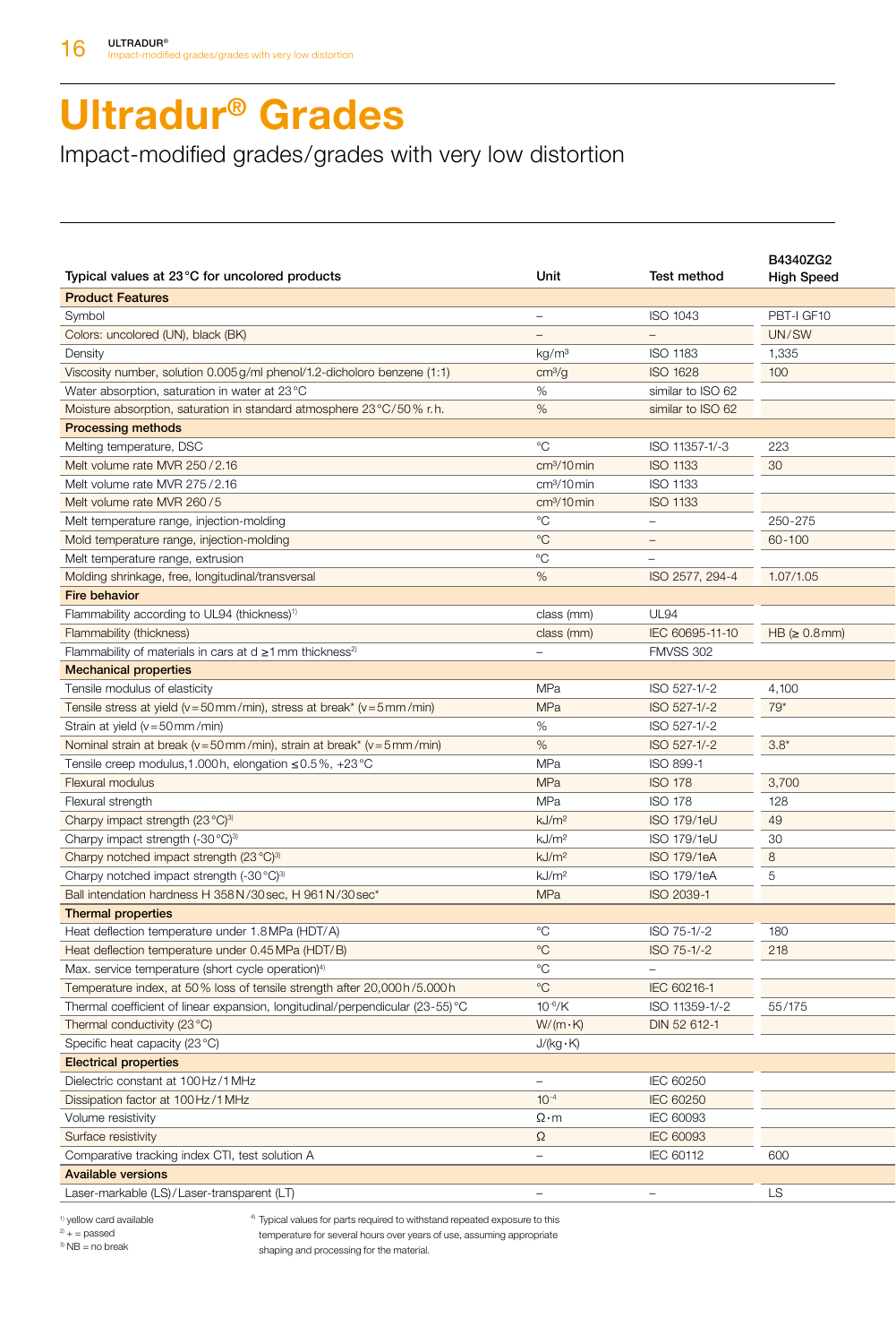# Ultradur® Grades

Impact-modified grades/grades with very low distortion

| Typical values at 23 °C for uncolored products | Unit | Test method | B4340ZG2 High Speed |
|---|---|---|---|
| **Product Features** | | | |
| Symbol | – | ISO 1043 | PBT-I GF10 |
| Colors: uncolored (UN), black (BK) | – | – | UN/SW |
| Density | kg/m³ | ISO 1183 | 1,335 |
| Viscosity number, solution 0.005 g/ml phenol/1.2-dicholoro benzene (1:1) | cm³/g | ISO 1628 | 100 |
| Water absorption, saturation in water at 23 °C | % | similar to ISO 62 | |
| Moisture absorption, saturation in standard atmosphere 23 °C/50 % r. h. | % | similar to ISO 62 | |
| **Processing methods** | | | |
| Melting temperature, DSC | °C | ISO 11357-1/-3 | 223 |
| Melt volume rate MVR 250 / 2.16 | cm³/10 min | ISO 1133 | 30 |
| Melt volume rate MVR 275 / 2.16 | cm³/10 min | ISO 1133 | |
| Melt volume rate MVR 260 / 5 | cm³/10 min | ISO 1133 | |
| Melt temperature range, injection-molding | °C | – | 250-275 |
| Mold temperature range, injection-molding | °C | – | 60-100 |
| Melt temperature range, extrusion | °C | – | |
| Molding shrinkage, free, longitudinal/transversal | % | ISO 2577, 294-4 | 1.07/1.05 |
| **Fire behavior** | | | |
| Flammability according to UL94 (thickness)[1] | class (mm) | UL94 | |
| Flammability (thickness) | class (mm) | IEC 60695-11-10 | HB (≥ 0.8 mm) |
| Flammability of materials in cars at d ≥1 mm thickness[2] | – | FMVSS 302 | |
| **Mechanical properties** | | | |
| Tensile modulus of elasticity | MPa | ISO 527-1/-2 | 4,100 |
| Tensile stress at yield (v = 50 mm /min), stress at break* (v = 5 mm /min) | MPa | ISO 527-1/-2 | 79* |
| Strain at yield (v = 50 mm /min) | % | ISO 527-1/-2 | |
| Nominal strain at break (v = 50 mm /min), strain at break* (v = 5 mm /min) | % | ISO 527-1/-2 | 3.8* |
| Tensile creep modulus, 1.000 h, elongation ≤ 0.5 %, +23 °C | MPa | ISO 899-1 | |
| Flexural modulus | MPa | ISO 178 | 3,700 |
| Flexural strength | MPa | ISO 178 | 128 |
| Charpy impact strength (23 °C)[3] | kJ/m² | ISO 179/1eU | 49 |
| Charpy impact strength (-30 °C)[3] | kJ/m² | ISO 179/1eU | 30 |
| Charpy notched impact strength (23 °C)[3] | kJ/m² | ISO 179/1eA | 8 |
| Charpy notched impact strength (-30 °C)[3] | kJ/m² | ISO 179/1eA | 5 |
| Ball intendation hardness H 358 N / 30 sec, H 961 N / 30 sec* | MPa | ISO 2039-1 | |
| **Thermal properties** | | | |
| Heat deflection temperature under 1.8 MPa (HDT/A) | °C | ISO 75-1/-2 | 180 |
| Heat deflection temperature under 0.45 MPa (HDT/B) | °C | ISO 75-1/-2 | 218 |
| Max. service temperature (short cycle operation)[4] | °C | – | |
| Temperature index, at 50 % loss of tensile strength after 20,000 h / 5.000 h | °C | IEC 60216-1 | |
| Thermal coefficient of linear expansion, longitudinal/perpendicular (23-55) °C | $10^{-6}$/K | ISO 11359-1/-2 | 55/175 |
| Thermal conductivity (23 °C) | W/(m · K) | DIN 52 612-1 | |
| Specific heat capacity (23 °C) | J/(kg · K) | | |
| **Electrical properties** | | | |
| Dielectric constant at 100 Hz / 1 MHz | – | IEC 60250 | |
| Dissipation factor at 100 Hz / 1 MHz | $10^{-4}$ | IEC 60250 | |
| Volume resistivity | Ω · m | IEC 60093 | |
| Surface resistivity | Ω | IEC 60093 | |
| Comparative tracking index CTI, test solution A | – | IEC 60112 | 600 |
| **Available versions** | | | |
| Laser-markable (LS)/Laser-transparent (LT) | – | – | LS |

[1] yellow card available
[2] + = passed
[3] NB = no break
[4] Typical values for parts required to withstand repeated exposure to this temperature for several hours over years of use, assuming appropriate shaping and processing for the material.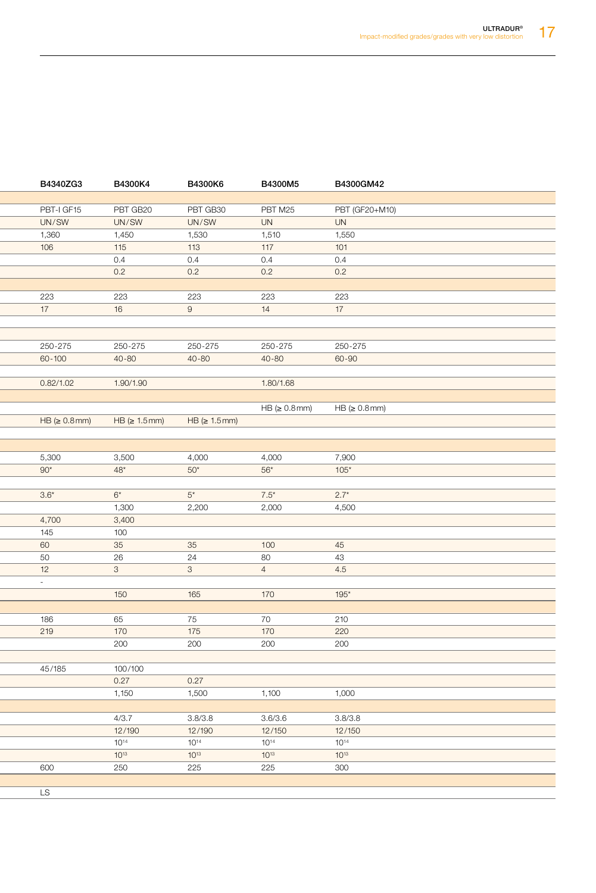| B4340ZG3 | B4300K4 | B4300K6 | B4300M5 | B4300GM42 |
|---|---|---|---|---|
| | | | | |
| PBT-I GF15 | PBT GB20 | PBT GB30 | PBT M25 | PBT (GF20+M10) |
| UN/SW | UN/SW | UN/SW | UN | UN |
| 1,360 | 1,450 | 1,530 | 1,510 | 1,550 |
| 106 | 115 | 113 | 117 | 101 |
| | 0.4 | 0.4 | 0.4 | 0.4 |
| | 0.2 | 0.2 | 0.2 | 0.2 |
| | | | | |
| 223 | 223 | 223 | 223 | 223 |
| 17 | 16 | 9 | 14 | 17 |
| | | | | |
| | | | | |
| 250-275 | 250-275 | 250-275 | 250-275 | 250-275 |
| 60-100 | 40-80 | 40-80 | 40-80 | 60-90 |
| | | | | |
| 0.82/1.02 | 1.90/1.90 | | 1.80/1.68 | |
| | | | | |
| | | | HB (≥ 0.8 mm) | HB (≥ 0.8 mm) |
| HB (≥ 0.8 mm) | HB (≥ 1.5 mm) | HB (≥ 1.5 mm) | | |
| | | | | |
| | | | | |
| 5,300 | 3,500 | 4,000 | 4,000 | 7,900 |
| 90* | 48* | 50* | 56* | 105* |
| | | | | |
| 3.6* | 6* | 5* | 7.5* | 2.7* |
| | 1,300 | 2,200 | 2,000 | 4,500 |
| 4,700 | 3,400 | | | |
| 145 | 100 | | | |
| 60 | 35 | 35 | 100 | 45 |
| 50 | 26 | 24 | 80 | 43 |
| 12 | 3 | 3 | 4 | 4.5 |
| - | | | | |
| | 150 | 165 | 170 | 195* |
| | | | | |
| 186 | 65 | 75 | 70 | 210 |
| 219 | 170 | 175 | 170 | 220 |
| | 200 | 200 | 200 | 200 |
| | | | | |
| 45/185 | 100/100 | | | |
| | 0.27 | 0.27 | | |
| | 1,150 | 1,500 | 1,100 | 1,000 |
| | | | | |
| | 4/3.7 | 3.8/3.8 | 3.6/3.6 | 3.8/3.8 |
| | 12/190 | 12/190 | 12/150 | 12/150 |
| | $10^{14}$ | $10^{14}$ | $10^{14}$ | $10^{14}$ |
| | $10^{13}$ | $10^{13}$ | $10^{13}$ | $10^{13}$ |
| 600 | 250 | 225 | 225 | 300 |
| | | | | |
| LS | | | | |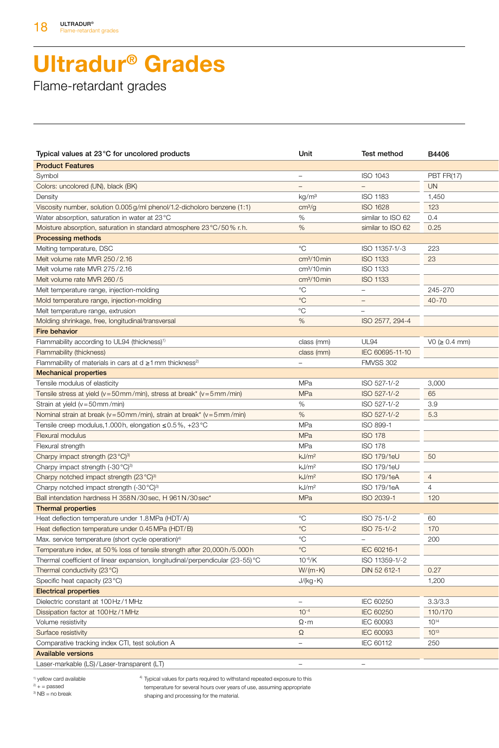# Ultradur® Grades

Flame-retardant grades

| Typical values at 23 °C for uncolored products | Unit | Test method | B4406 |
|---|---|---|---|
| **Product Features** | | | |
| Symbol | – | ISO 1043 | PBT FR(17) |
| Colors: uncolored (UN), black (BK) | – | – | UN |
| Density | kg/m³ | ISO 1183 | 1,450 |
| Viscosity number, solution 0.005 g/ml phenol/1.2-dicholoro benzene (1:1) | cm³/g | ISO 1628 | 123 |
| Water absorption, saturation in water at 23 °C | % | similar to ISO 62 | 0.4 |
| Moisture absorption, saturation in standard atmosphere 23 °C/50 % r. h. | % | similar to ISO 62 | 0.25 |
| **Processing methods** | | | |
| Melting temperature, DSC | °C | ISO 11357-1/-3 | 223 |
| Melt volume rate MVR 250 / 2.16 | cm³/10 min | ISO 1133 | 23 |
| Melt volume rate MVR 275 / 2.16 | cm³/10 min | ISO 1133 | |
| Melt volume rate MVR 260 / 5 | cm³/10 min | ISO 1133 | |
| Melt temperature range, injection-molding | °C | – | 245-270 |
| Mold temperature range, injection-molding | °C | – | 40-70 |
| Melt temperature range, extrusion | °C | – | |
| Molding shrinkage, free, longitudinal/transversal | % | ISO 2577, 294-4 | |
| **Fire behavior** | | | |
| Flammability according to UL94 (thickness)[1] | class (mm) | UL94 | V0 (≥ 0.4 mm) |
| Flammability (thickness) | class (mm) | IEC 60695-11-10 | |
| Flammability of materials in cars at d ≥1 mm thickness[2] | – | FMVSS 302 | |
| **Mechanical properties** | | | |
| Tensile modulus of elasticity | MPa | ISO 527-1/-2 | 3,000 |
| Tensile stress at yield (v = 50 mm / min), stress at break* (v = 5 mm / min) | MPa | ISO 527-1/-2 | 65 |
| Strain at yield (v = 50 mm / min) | % | ISO 527-1/-2 | 3.9 |
| Nominal strain at break (v = 50 mm / min), strain at break* (v = 5 mm / min) | % | ISO 527-1/-2 | 5.3 |
| Tensile creep modulus, 1.000 h, elongation ≤ 0.5 %, +23 °C | MPa | ISO 899-1 | |
| Flexural modulus | MPa | ISO 178 | |
| Flexural strength | MPa | ISO 178 | |
| Charpy impact strength (23 °C)[3] | kJ/m² | ISO 179/1eU | 50 |
| Charpy impact strength (-30 °C)[3] | kJ/m² | ISO 179/1eU | |
| Charpy notched impact strength (23 °C)[3] | kJ/m² | ISO 179/1eA | 4 |
| Charpy notched impact strength (-30 °C)[3] | kJ/m² | ISO 179/1eA | 4 |
| Ball intendation hardness H 358 N / 30 sec, H 961 N / 30 sec* | MPa | ISO 2039-1 | 120 |
| **Thermal properties** | | | |
| Heat deflection temperature under 1.8 MPa (HDT/A) | °C | ISO 75-1/-2 | 60 |
| Heat deflection temperature under 0.45 MPa (HDT/B) | °C | ISO 75-1/-2 | 170 |
| Max. service temperature (short cycle operation)[4] | °C | – | 200 |
| Temperature index, at 50 % loss of tensile strength after 20,000 h / 5.000 h | °C | IEC 60216-1 | |
| Thermal coefficient of linear expansion, longitudinal/perpendicular (23-55) °C | $10^{-6}$/K | ISO 11359-1/-2 | |
| Thermal conductivity (23 °C) | W/(m · K) | DIN 52 612-1 | 0.27 |
| Specific heat capacity (23 °C) | J/(kg · K) | | 1,200 |
| **Electrical properties** | | | |
| Dielectric constant at 100 Hz / 1 MHz | – | IEC 60250 | 3.3/3.3 |
| Dissipation factor at 100 Hz / 1 MHz | $10^{-4}$ | IEC 60250 | 110/170 |
| Volume resistivity | Ω · m | IEC 60093 | $10^{14}$ |
| Surface resistivity | Ω | IEC 60093 | $10^{13}$ |
| Comparative tracking index CTI, test solution A | – | IEC 60112 | 250 |
| **Available versions** | | | |
| Laser-markable (LS) / Laser-transparent (LT) | – | – | |

[1] yellow card available
[2] + = passed
[3] NB = no break

[4] Typical values for parts required to withstand repeated exposure to this temperature for several hours over years of use, assuming appropriate shaping and processing for the material.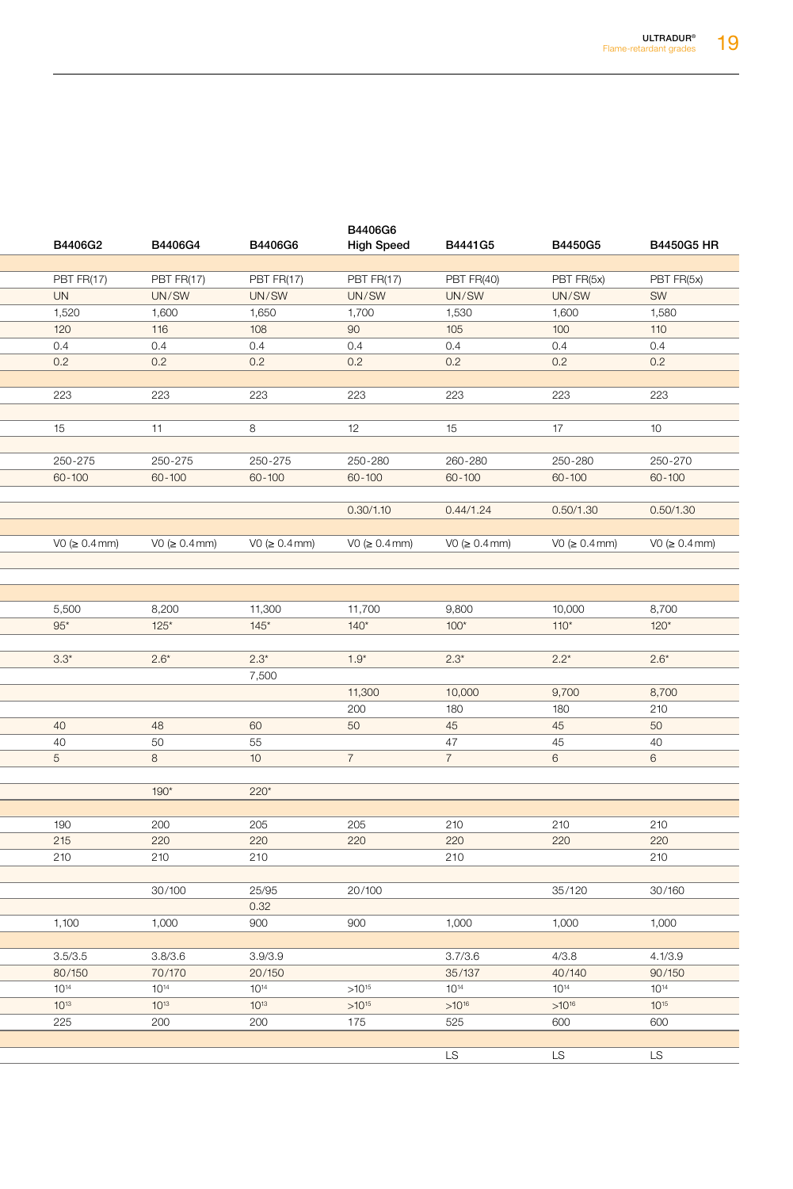| B4406G2 | B4406G4 | B4406G6 | B4406G6 High Speed | B4441G5 | B4450G5 | B4450G5 HR |
|---|---|---|---|---|---|---|
| | | | | | | |
| PBT FR(17) | PBT FR(17) | PBT FR(17) | PBT FR(17) | PBT FR(40) | PBT FR(5x) | PBT FR(5x) |
| UN | UN/SW | UN/SW | UN/SW | UN/SW | UN/SW | SW |
| 1,520 | 1,600 | 1,650 | 1,700 | 1,530 | 1,600 | 1,580 |
| 120 | 116 | 108 | 90 | 105 | 100 | 110 |
| 0.4 | 0.4 | 0.4 | 0.4 | 0.4 | 0.4 | 0.4 |
| 0.2 | 0.2 | 0.2 | 0.2 | 0.2 | 0.2 | 0.2 |
| | | | | | | |
| 223 | 223 | 223 | 223 | 223 | 223 | 223 |
| | | | | | | |
| 15 | 11 | 8 | 12 | 15 | 17 | 10 |
| | | | | | | |
| 250-275 | 250-275 | 250-275 | 250-280 | 260-280 | 250-280 | 250-270 |
| 60-100 | 60-100 | 60-100 | 60-100 | 60-100 | 60-100 | 60-100 |
| | | | | | | |
| | | | 0.30/1.10 | 0.44/1.24 | 0.50/1.30 | 0.50/1.30 |
| | | | | | | |
| V0 (≥ 0.4 mm) | V0 (≥ 0.4 mm) | V0 (≥ 0.4 mm) | V0 (≥ 0.4 mm) | V0 (≥ 0.4 mm) | V0 (≥ 0.4 mm) | V0 (≥ 0.4 mm) |
| | | | | | | |
| | | | | | | |
| | | | | | | |
| 5,500 | 8,200 | 11,300 | 11,700 | 9,800 | 10,000 | 8,700 |
| 95* | 125* | 145* | 140* | 100* | 110* | 120* |
| | | | | | | |
| 3.3* | 2.6* | 2.3* | 1.9* | 2.3* | 2.2* | 2.6* |
| | | 7,500 | | | | |
| | | | 11,300 | 10,000 | 9,700 | 8,700 |
| | | | 200 | 180 | 180 | 210 |
| 40 | 48 | 60 | 50 | 45 | 45 | 50 |
| 40 | 50 | 55 | | 47 | 45 | 40 |
| 5 | 8 | 10 | 7 | 7 | 6 | 6 |
| | | | | | | |
| | 190* | 220* | | | | |
| | | | | | | |
| 190 | 200 | 205 | 205 | 210 | 210 | 210 |
| 215 | 220 | 220 | 220 | 220 | 220 | 220 |
| 210 | 210 | 210 | | 210 | | 210 |
| | | | | | | |
| | 30/100 | 25/95 | 20/100 | | 35/120 | 30/160 |
| | | 0.32 | | | | |
| 1,100 | 1,000 | 900 | 900 | 1,000 | 1,000 | 1,000 |
| | | | | | | |
| 3.5/3.5 | 3.8/3.6 | 3.9/3.9 | | 3.7/3.6 | 4/3.8 | 4.1/3.9 |
| 80/150 | 70/170 | 20/150 | | 35/137 | 40/140 | 90/150 |
| $10^{14}$ | $10^{14}$ | $10^{14}$ | $>10^{15}$ | $10^{14}$ | $10^{14}$ | $10^{14}$ |
| $10^{13}$ | $10^{13}$ | $10^{13}$ | $>10^{15}$ | $>10^{16}$ | $>10^{16}$ | $10^{15}$ |
| 225 | 200 | 200 | 175 | 525 | 600 | 600 |
| | | | | | | |
| | | | | LS | LS | LS |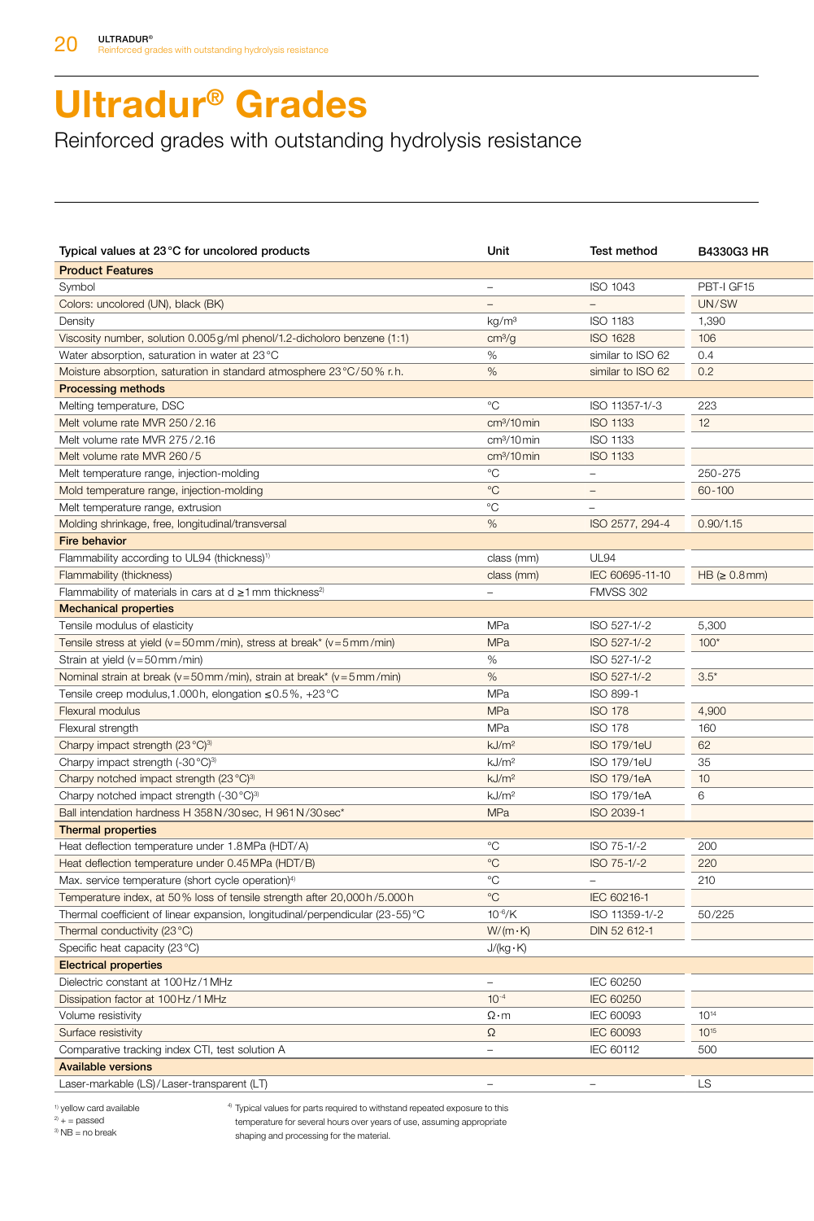# Ultradur® Grades

Reinforced grades with outstanding hydrolysis resistance

| Typical values at 23 °C for uncolored products | Unit | Test method | B4330G3 HR |
|---|---|---|---|
| **Product Features** | | | |
| Symbol | – | ISO 1043 | PBT-I GF15 |
| Colors: uncolored (UN), black (BK) | – | – | UN/SW |
| Density | kg/m³ | ISO 1183 | 1,390 |
| Viscosity number, solution 0.005 g/ml phenol/1.2-dicholoro benzene (1:1) | cm³/g | ISO 1628 | 106 |
| Water absorption, saturation in water at 23 °C | % | similar to ISO 62 | 0.4 |
| Moisture absorption, saturation in standard atmosphere 23 °C/50 % r. h. | % | similar to ISO 62 | 0.2 |
| **Processing methods** | | | |
| Melting temperature, DSC | °C | ISO 11357-1/-3 | 223 |
| Melt volume rate MVR 250 / 2.16 | cm³/10 min | ISO 1133 | 12 |
| Melt volume rate MVR 275 / 2.16 | cm³/10 min | ISO 1133 | |
| Melt volume rate MVR 260 / 5 | cm³/10 min | ISO 1133 | |
| Melt temperature range, injection-molding | °C | – | 250-275 |
| Mold temperature range, injection-molding | °C | – | 60-100 |
| Melt temperature range, extrusion | °C | – | |
| Molding shrinkage, free, longitudinal/transversal | % | ISO 2577, 294-4 | 0.90/1.15 |
| **Fire behavior** | | | |
| Flammability according to UL94 (thickness)[1] | class (mm) | UL94 | |
| Flammability (thickness) | class (mm) | IEC 60695-11-10 | HB (≥ 0.8 mm) |
| Flammability of materials in cars at d ≥1 mm thickness[2] | – | FMVSS 302 | |
| **Mechanical properties** | | | |
| Tensile modulus of elasticity | MPa | ISO 527-1/-2 | 5,300 |
| Tensile stress at yield (v = 50 mm / min), stress at break* (v = 5 mm / min) | MPa | ISO 527-1/-2 | 100* |
| Strain at yield (v = 50 mm / min) | % | ISO 527-1/-2 | |
| Nominal strain at break (v = 50 mm / min), strain at break* (v = 5 mm / min) | % | ISO 527-1/-2 | 3.5* |
| Tensile creep modulus,1.000 h, elongation ≤ 0.5 %, +23 °C | MPa | ISO 899-1 | |
| Flexural modulus | MPa | ISO 178 | 4,900 |
| Flexural strength | MPa | ISO 178 | 160 |
| Charpy impact strength (23 °C)[3] | kJ/m² | ISO 179/1eU | 62 |
| Charpy impact strength (-30 °C)[3] | kJ/m² | ISO 179/1eU | 35 |
| Charpy notched impact strength (23 °C)[3] | kJ/m² | ISO 179/1eA | 10 |
| Charpy notched impact strength (-30 °C)[3] | kJ/m² | ISO 179/1eA | 6 |
| Ball intendation hardness H 358 N / 30 sec, H 961 N / 30 sec* | MPa | ISO 2039-1 | |
| **Thermal properties** | | | |
| Heat deflection temperature under 1.8 MPa (HDT/A) | °C | ISO 75-1/-2 | 200 |
| Heat deflection temperature under 0.45 MPa (HDT/B) | °C | ISO 75-1/-2 | 220 |
| Max. service temperature (short cycle operation)[4] | °C | – | 210 |
| Temperature index, at 50 % loss of tensile strength after 20,000 h / 5.000 h | °C | IEC 60216-1 | |
| Thermal coefficient of linear expansion, longitudinal/perpendicular (23-55) °C | $10^{-6}$/K | ISO 11359-1/-2 | 50/225 |
| Thermal conductivity (23 °C) | W/(m · K) | DIN 52 612-1 | |
| Specific heat capacity (23 °C) | J/(kg · K) | | |
| **Electrical properties** | | | |
| Dielectric constant at 100 Hz / 1 MHz | – | IEC 60250 | |
| Dissipation factor at 100 Hz / 1 MHz | $10^{-4}$ | IEC 60250 | |
| Volume resistivity | Ω · m | IEC 60093 | $10^{14}$ |
| Surface resistivity | Ω | IEC 60093 | $10^{15}$ |
| Comparative tracking index CTI, test solution A | – | IEC 60112 | 500 |
| **Available versions** | | | |
| Laser-markable (LS) / Laser-transparent (LT) | – | – | LS |

[1] yellow card available
[2] + = passed
[3] NB = no break
[4] Typical values for parts required to withstand repeated exposure to this temperature for several hours over years of use, assuming appropriate shaping and processing for the material.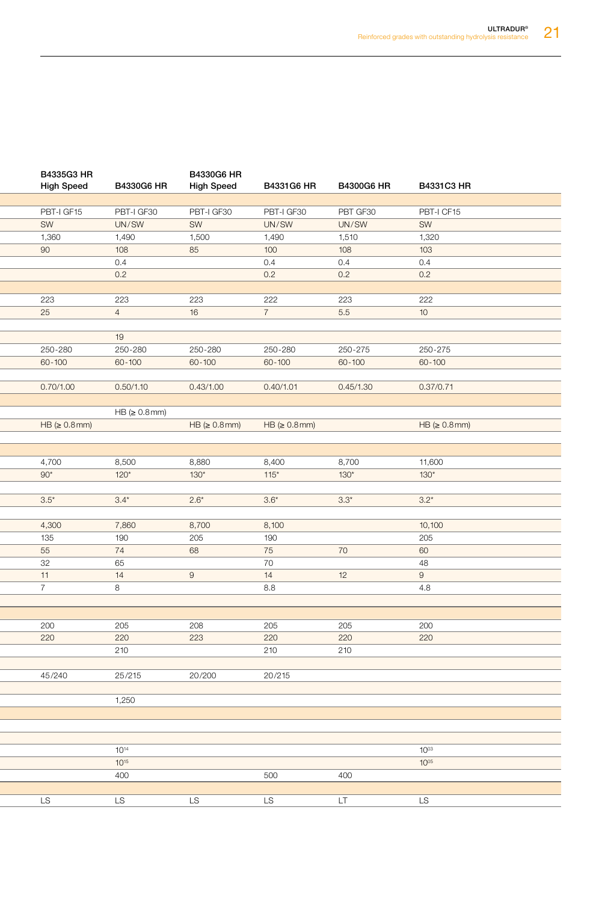| B4335G3 HR High Speed | B4330G6 HR | B4330G6 HR High Speed | B4331G6 HR | B4300G6 HR | B4331C3 HR |
|---|---|---|---|---|---|
| | | | | | |
| PBT-I GF15 | PBT-I GF30 | PBT-I GF30 | PBT-I GF30 | PBT GF30 | PBT-I CF15 |
| SW | UN/SW | SW | UN/SW | UN/SW | SW |
| 1,360 | 1,490 | 1,500 | 1,490 | 1,510 | 1,320 |
| 90 | 108 | 85 | 100 | 108 | 103 |
| | 0.4 | | 0.4 | 0.4 | 0.4 |
| | 0.2 | | 0.2 | 0.2 | 0.2 |
| | | | | | |
| 223 | 223 | 223 | 222 | 223 | 222 |
| 25 | 4 | 16 | 7 | 5.5 | 10 |
| | | | | | |
| | 19 | | | | |
| 250-280 | 250-280 | 250-280 | 250-280 | 250-275 | 250-275 |
| 60-100 | 60-100 | 60-100 | 60-100 | 60-100 | 60-100 |
| | | | | | |
| 0.70/1.00 | 0.50/1.10 | 0.43/1.00 | 0.40/1.01 | 0.45/1.30 | 0.37/0.71 |
| | | | | | |
| | HB (≥ 0.8 mm) | | | | |
| HB (≥ 0.8 mm) | | HB (≥ 0.8 mm) | HB (≥ 0.8 mm) | | HB (≥ 0.8 mm) |
| | | | | | |
| | | | | | |
| 4,700 | 8,500 | 8,880 | 8,400 | 8,700 | 11,600 |
| 90* | 120* | 130* | 115* | 130* | 130* |
| | | | | | |
| 3.5* | 3.4* | 2.6* | 3.6* | 3.3* | 3.2* |
| | | | | | |
| 4,300 | 7,860 | 8,700 | 8,100 | | 10,100 |
| 135 | 190 | 205 | 190 | | 205 |
| 55 | 74 | 68 | 75 | 70 | 60 |
| 32 | 65 | | 70 | | 48 |
| 11 | 14 | 9 | 14 | 12 | 9 |
| 7 | 8 | | 8.8 | | 4.8 |
| | | | | | |
| | | | | | |
| 200 | 205 | 208 | 205 | 205 | 200 |
| 220 | 220 | 223 | 220 | 220 | 220 |
| | 210 | | 210 | 210 | |
| | | | | | |
| 45/240 | 25/215 | 20/200 | 20/215 | | |
| | | | | | |
| | 1,250 | | | | |
| | | | | | |
| | | | | | |
| | | | | | |
| | $10^{14}$ | | | | $10^{03}$ |
| | $10^{15}$ | | | | $10^{05}$ |
| | 400 | | 500 | 400 | |
| | | | | | |
| LS | LS | LS | LS | LT | LS |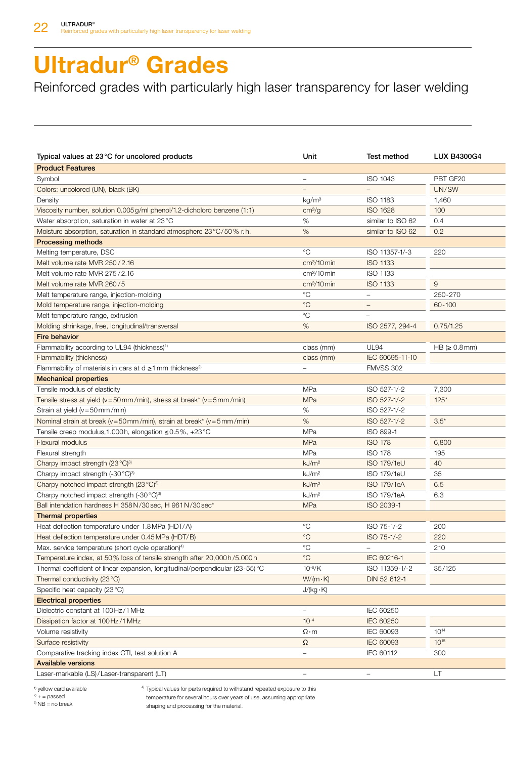# Ultradur® Grades

Reinforced grades with particularly high laser transparency for laser welding

| Typical values at 23 °C for uncolored products | Unit | Test method | LUX B4300G4 |
|---|---|---|---|
| **Product Features** | | | |
| Symbol | – | ISO 1043 | PBT GF20 |
| Colors: uncolored (UN), black (BK) | – | – | UN/SW |
| Density | kg/m³ | ISO 1183 | 1,460 |
| Viscosity number, solution 0.005 g/ml phenol/1.2-dicholoro benzene (1:1) | cm³/g | ISO 1628 | 100 |
| Water absorption, saturation in water at 23 °C | % | similar to ISO 62 | 0.4 |
| Moisture absorption, saturation in standard atmosphere 23 °C/50 % r.h. | % | similar to ISO 62 | 0.2 |
| **Processing methods** | | | |
| Melting temperature, DSC | °C | ISO 11357-1/-3 | 220 |
| Melt volume rate MVR 250/2.16 | cm³/10 min | ISO 1133 | |
| Melt volume rate MVR 275/2.16 | cm³/10 min | ISO 1133 | |
| Melt volume rate MVR 260/5 | cm³/10 min | ISO 1133 | 9 |
| Melt temperature range, injection-molding | °C | – | 250-270 |
| Mold temperature range, injection-molding | °C | – | 60-100 |
| Melt temperature range, extrusion | °C | – | |
| Molding shrinkage, free, longitudinal/transversal | % | ISO 2577, 294-4 | 0.75/1.25 |
| **Fire behavior** | | | |
| Flammability according to UL94 (thickness)[1] | class (mm) | UL94 | HB (≥ 0.8 mm) |
| Flammability (thickness) | class (mm) | IEC 60695-11-10 | |
| Flammability of materials in cars at d ≥1 mm thickness[2] | – | FMVSS 302 | |
| **Mechanical properties** | | | |
| Tensile modulus of elasticity | MPa | ISO 527-1/-2 | 7,300 |
| Tensile stress at yield (v = 50 mm/min), stress at break* (v = 5 mm/min) | MPa | ISO 527-1/-2 | 125* |
| Strain at yield (v = 50 mm/min) | % | ISO 527-1/-2 | |
| Nominal strain at break (v = 50 mm/min), strain at break* (v = 5 mm/min) | % | ISO 527-1/-2 | 3.5* |
| Tensile creep modulus, 1.000 h, elongation ≤ 0.5 %, +23 °C | MPa | ISO 899-1 | |
| Flexural modulus | MPa | ISO 178 | 6,800 |
| Flexural strength | MPa | ISO 178 | 195 |
| Charpy impact strength (23 °C)[3] | kJ/m² | ISO 179/1eU | 40 |
| Charpy impact strength (-30 °C)[3] | kJ/m² | ISO 179/1eU | 35 |
| Charpy notched impact strength (23 °C)[3] | kJ/m² | ISO 179/1eA | 6.5 |
| Charpy notched impact strength (-30 °C)[3] | kJ/m² | ISO 179/1eA | 6.3 |
| Ball intendation hardness H 358 N/30 sec, H 961 N/30 sec* | MPa | ISO 2039-1 | |
| **Thermal properties** | | | |
| Heat deflection temperature under 1.8 MPa (HDT/A) | °C | ISO 75-1/-2 | 200 |
| Heat deflection temperature under 0.45 MPa (HDT/B) | °C | ISO 75-1/-2 | 220 |
| Max. service temperature (short cycle operation)[4] | °C | – | 210 |
| Temperature index, at 50 % loss of tensile strength after 20,000 h/5.000 h | °C | IEC 60216-1 | |
| Thermal coefficient of linear expansion, longitudinal/perpendicular (23-55) °C | $10^{-6}$/K | ISO 11359-1/-2 | 35/125 |
| Thermal conductivity (23 °C) | W/(m·K) | DIN 52 612-1 | |
| Specific heat capacity (23 °C) | J/(kg·K) | | |
| **Electrical properties** | | | |
| Dielectric constant at 100 Hz/1 MHz | – | IEC 60250 | |
| Dissipation factor at 100 Hz/1 MHz | $10^{-4}$ | IEC 60250 | |
| Volume resistivity | Ω·m | IEC 60093 | $10^{14}$ |
| Surface resistivity | Ω | IEC 60093 | $10^{15}$ |
| Comparative tracking index CTI, test solution A | – | IEC 60112 | 300 |
| **Available versions** | | | |
| Laser-markable (LS)/Laser-transparent (LT) | – | – | LT |

[1] yellow card available
[2] + = passed
[3] NB = no break

[4] Typical values for parts required to withstand repeated exposure to this temperature for several hours over years of use, assuming appropriate shaping and processing for the material.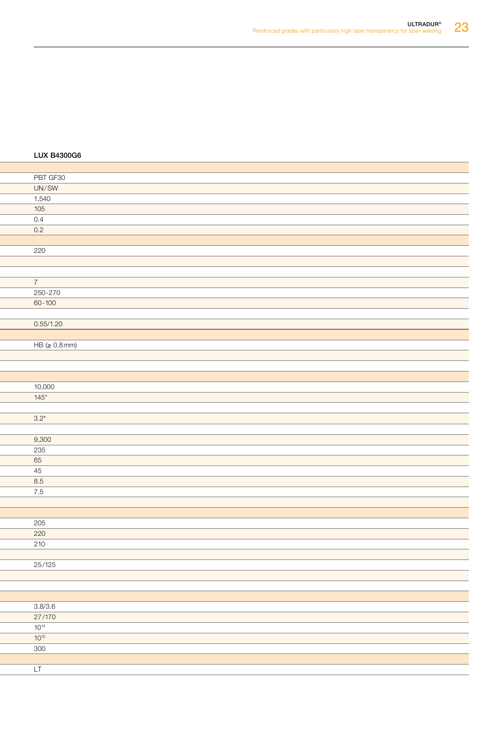| LUX B4300G6 |
|---|
| |
| PBT GF30 |
| UN/SW |
| 1,540 |
| 105 |
| 0.4 |
| 0.2 |
| |
| 220 |
| |
| |
| 7 |
| 250-270 |
| 60-100 |
| |
| 0.55/1.20 |
| |
| HB (≥ 0.8 mm) |
| |
| |
| |
| 10,000 |
| 145* |
| |
| 3.2* |
| |
| 9,300 |
| 235 |
| 65 |
| 45 |
| 8.5 |
| 7.5 |
| |
| |
| 205 |
| 220 |
| 210 |
| |
| 25/125 |
| |
| |
| |
| 3.8/3.6 |
| 27/170 |
| $10^{14}$ |
| $10^{15}$ |
| 300 |
| |
| LT |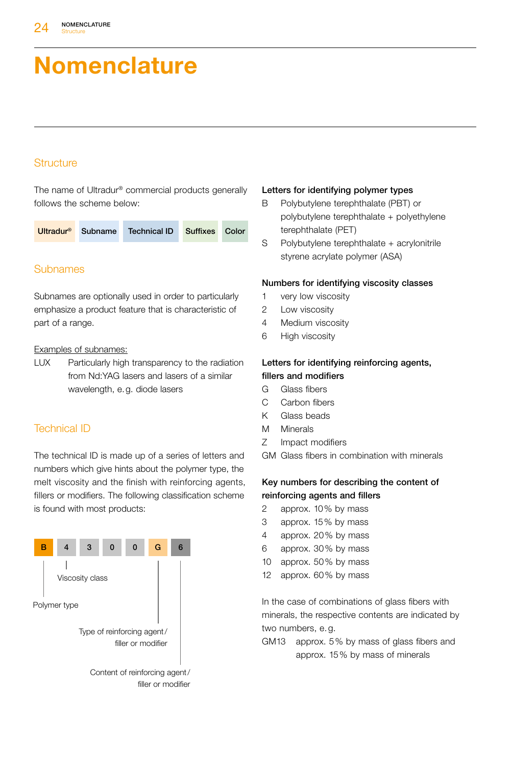# Nomenclature

## Structure

The name of Ultradur® commercial products generally follows the scheme below:

| Ultradur® | Subname | Technical ID | Suffixes | Color |
|---|---|---|---|---|

## Subnames

Subnames are optionally used in order to particularly emphasize a product feature that is characteristic of part of a range.

Examples of subnames:

LUX Particularly high transparency to the radiation from Nd:YAG lasers and lasers of a similar wavelength, e.g. diode lasers

## Technical ID

The technical ID is made up of a series of letters and numbers which give hints about the polymer type, the melt viscosity and the finish with reinforcing agents, fillers or modifiers. The following classification scheme is found with most products:

| B | 4 | 3 | 0 | 0 | G | 6 |
|---|---|---|---|---|---|---|

- B: Polymer type
- 4: Viscosity class
- G: Type of reinforcing agent / filler or modifier
- 6: Content of reinforcing agent / filler or modifier

**Letters for identifying polymer types**

- B Polybutylene terephthalate (PBT) or polybutylene terephthalate + polyethylene terephthalate (PET)
- S Polybutylene terephthalate + acrylonitrile styrene acrylate polymer (ASA)

**Numbers for identifying viscosity classes**

- 1 very low viscosity
- 2 Low viscosity
- 4 Medium viscosity
- 6 High viscosity

**Letters for identifying reinforcing agents, fillers and modifiers**

- G Glass fibers
- C Carbon fibers
- K Glass beads
- M Minerals
- Z Impact modifiers
- GM Glass fibers in combination with minerals

**Key numbers for describing the content of reinforcing agents and fillers**

- 2 approx. 10% by mass
- 3 approx. 15% by mass
- 4 approx. 20% by mass
- 6 approx. 30% by mass
- 10 approx. 50% by mass
- 12 approx. 60% by mass

In the case of combinations of glass fibers with minerals, the respective contents are indicated by two numbers, e.g.

GM13 approx. 5% by mass of glass fibers and approx. 15% by mass of minerals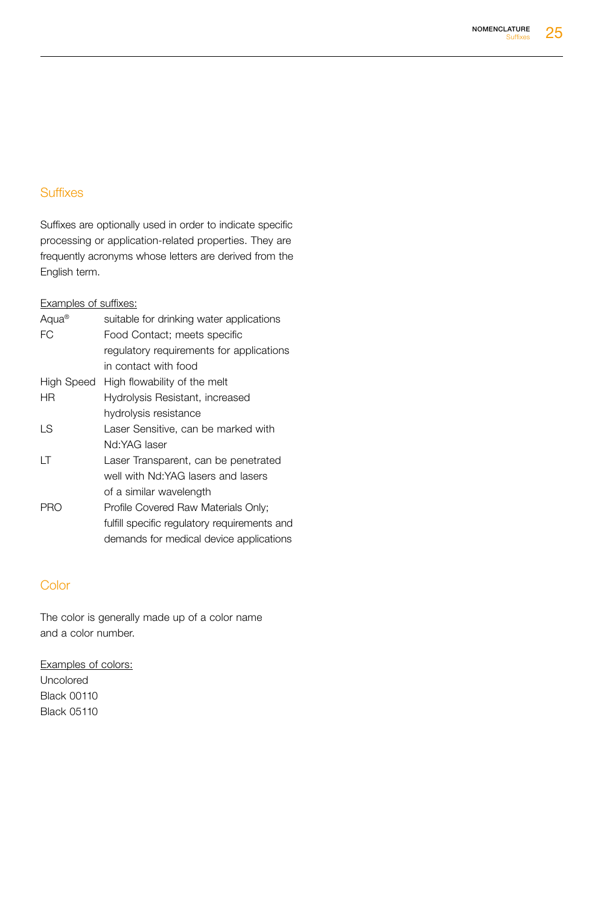## Suffixes

Suffixes are optionally used in order to indicate specific processing or application-related properties. They are frequently acronyms whose letters are derived from the English term.

<u>Examples of suffixes:</u>

| | |
|---|---|
| Aqua® | suitable for drinking water applications |
| FC | Food Contact; meets specific regulatory requirements for applications in contact with food |
| High Speed | High flowability of the melt |
| HR | Hydrolysis Resistant, increased hydrolysis resistance |
| LS | Laser Sensitive, can be marked with Nd:YAG laser |
| LT | Laser Transparent, can be penetrated well with Nd:YAG lasers and lasers of a similar wavelength |
| PRO | Profile Covered Raw Materials Only; fulfill specific regulatory requirements and demands for medical device applications |

## Color

The color is generally made up of a color name and a color number.

<u>Examples of colors:</u>

Uncolored
Black 00110
Black 05110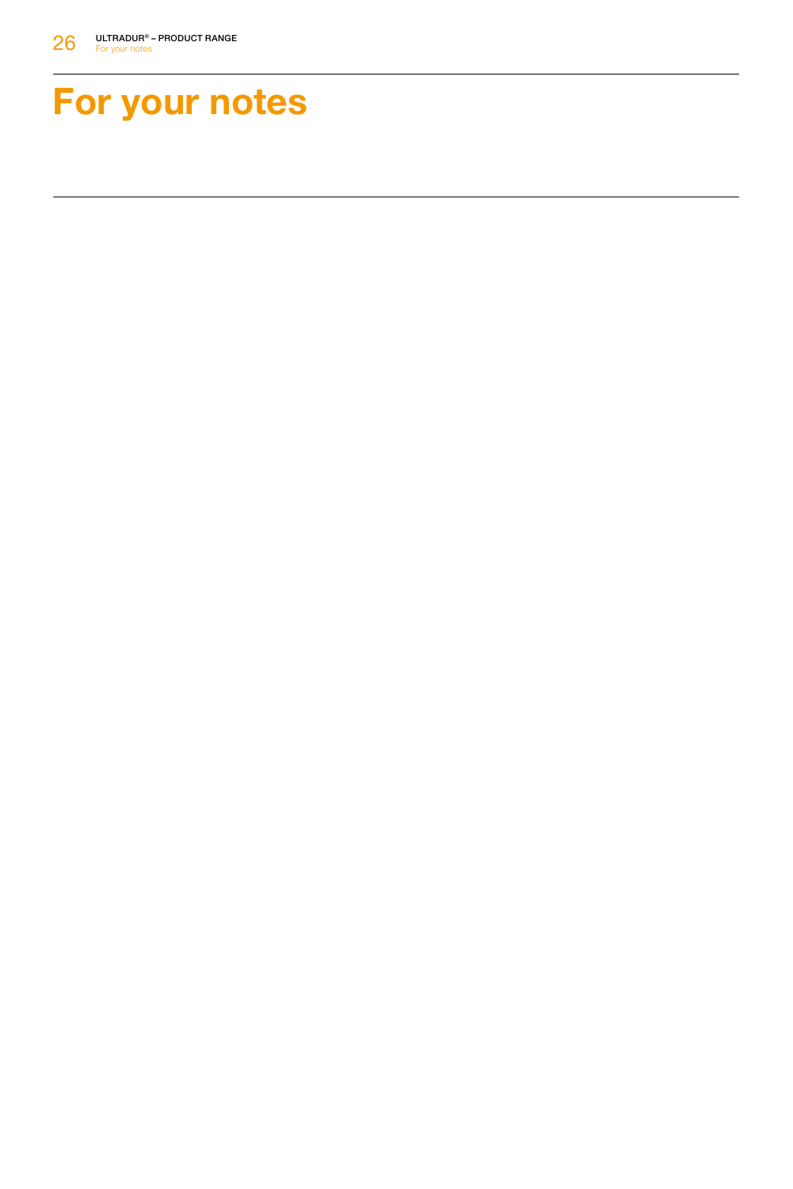# For your notes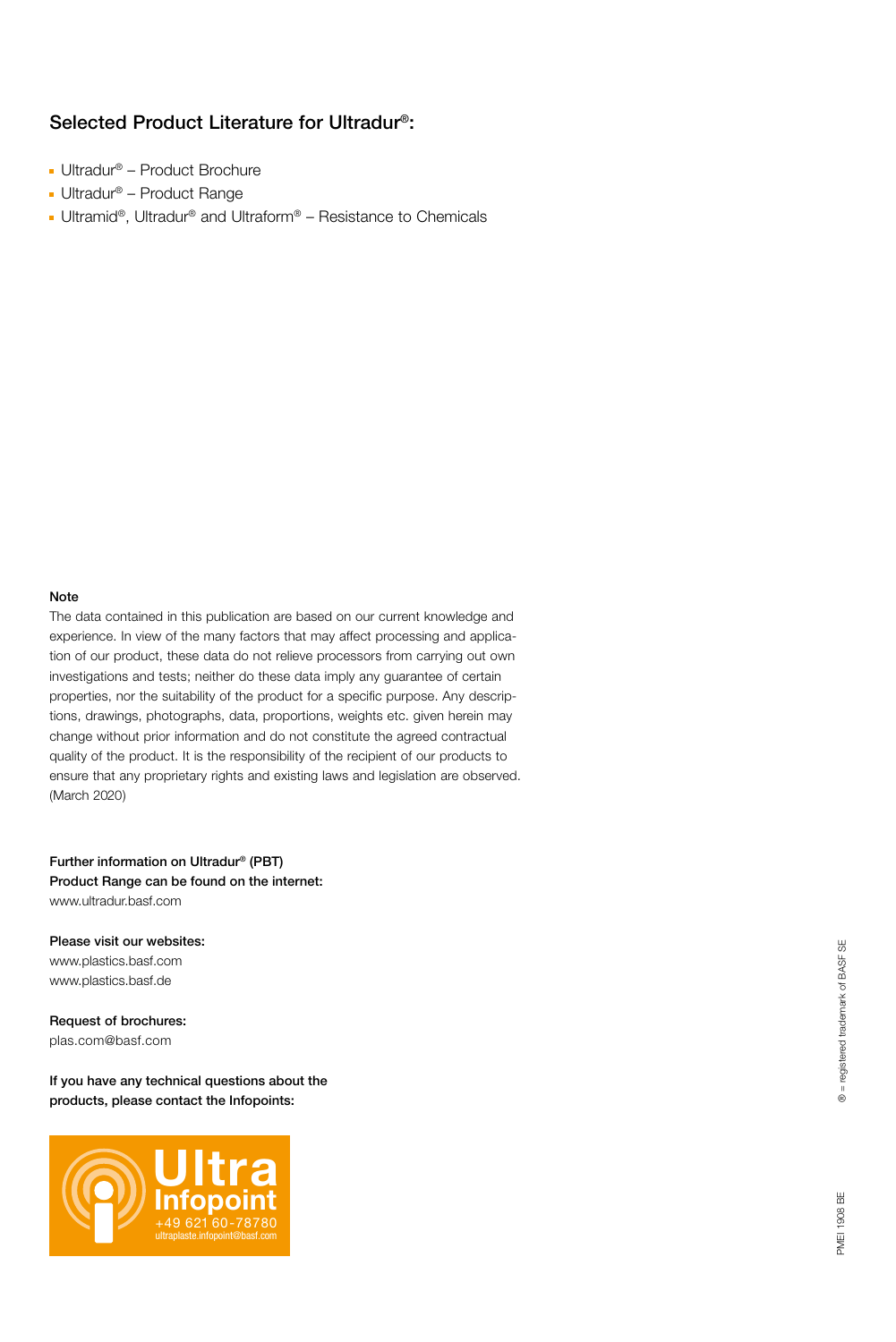## Selected Product Literature for Ultradur®:

- Ultradur® – Product Brochure
- Ultradur® – Product Range
- Ultramid®, Ultradur® and Ultraform® – Resistance to Chemicals

**Note**

The data contained in this publication are based on our current knowledge and experience. In view of the many factors that may affect processing and application of our product, these data do not relieve processors from carrying out own investigations and tests; neither do these data imply any guarantee of certain properties, nor the suitability of the product for a specific purpose. Any descriptions, drawings, photographs, data, proportions, weights etc. given herein may change without prior information and do not constitute the agreed contractual quality of the product. It is the responsibility of the recipient of our products to ensure that any proprietary rights and existing laws and legislation are observed. (March 2020)

**Further information on Ultradur® (PBT) Product Range can be found on the internet:**
www.ultradur.basf.com

**Please visit our websites:**
www.plastics.basf.com
www.plastics.basf.de

**Request of brochures:**
plas.com@basf.com

**If you have any technical questions about the products, please contact the Infopoints:**

Ultra Infopoint
+49 621 60-78780
ultraplaste.infopoint@basf.com

® = registered trademark of BASF SE

PMEI 1908 BE